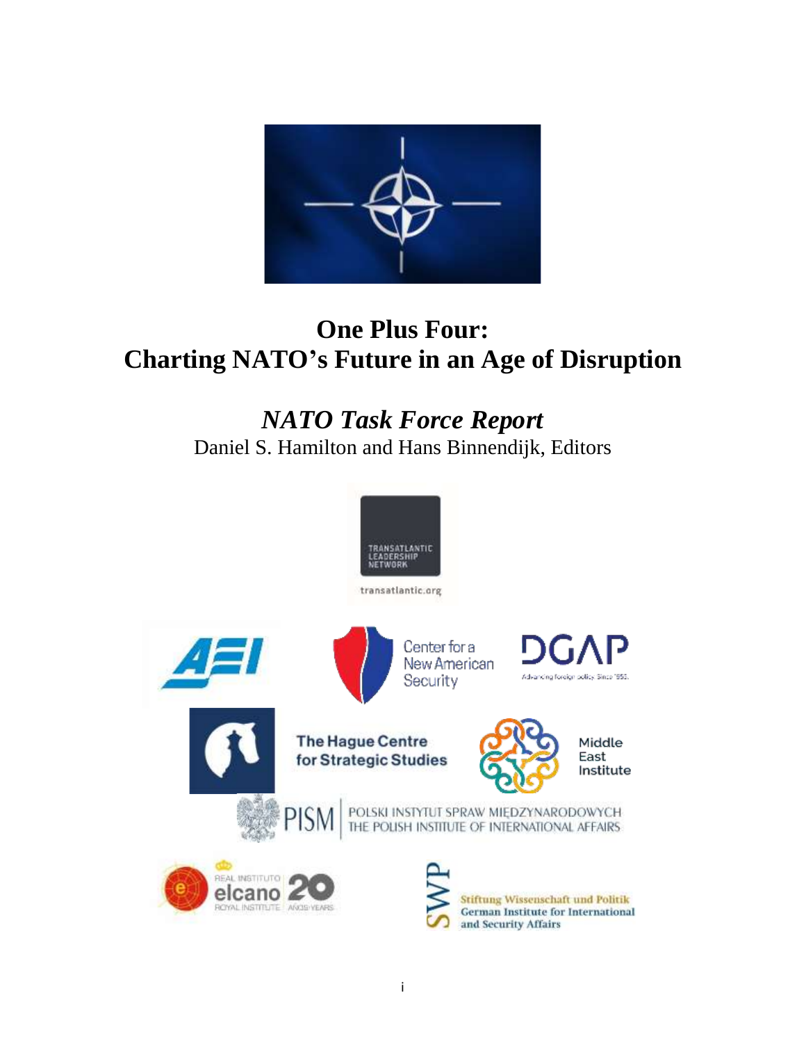# One Plus Four: Charting NATO's Future in an Age of Disruption

## *NATO Task Force Report*

Daniel S. Hamilton and Hans Binnendijk, Editors

TRANSATLANTIC LEADERSHIP NETWORK

transatlantic.org

AEI

Center for a New American Security

DGAP

Advancing foreign policy. Since 1955.

The Hague Centre for Strategic Studies

Middle East Institute

PISM POLSKI INSTYTUT SPRAW MIĘDZYNARODOWYCH THE POLISH INSTITUTE OF INTERNATIONAL AFFAIRS

REAL INSTITUTO elcano ROYAL INSTITUTE 20 AÑOS/YEARS

SWP Stiftung Wissenschaft und Politik German Institute for International and Security Affairs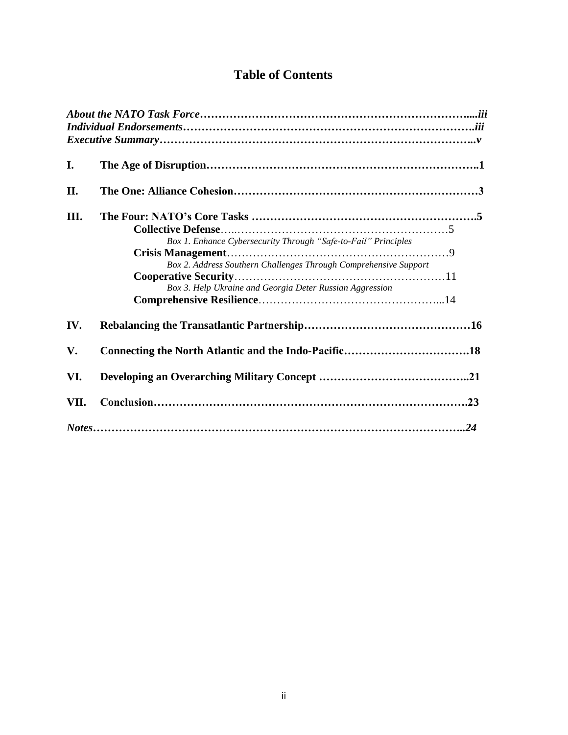# Table of Contents

*About the NATO Task Force....................................................................iii*
*Individual Endorsements....................................................................iii*
*Executive Summary..........................................................................v*

**I. The Age of Disruption..................................................................1**

**II. The One: Alliance Cohesion............................................................3**

**III. The Four: NATO's Core Tasks ..........................................................5**

- **Collective Defense**..........................................................5
  - *Box 1. Enhance Cybersecurity Through "Safe-to-Fail" Principles*
- **Crisis Management**..........................................................9
  - *Box 2. Address Southern Challenges Through Comprehensive Support*
- **Cooperative Security**.......................................................11
  - *Box 3. Help Ukraine and Georgia Deter Russian Aggression*
- **Comprehensive Resilience**...................................................14

**IV. Rebalancing the Transatlantic Partnership.............................................16**

**V. Connecting the North Atlantic and the Indo-Pacific...................................18**

**VI. Developing an Overarching Military Concept ..........................................21**

**VII. Conclusion...........................................................................23**

***Notes.........................................................................................24***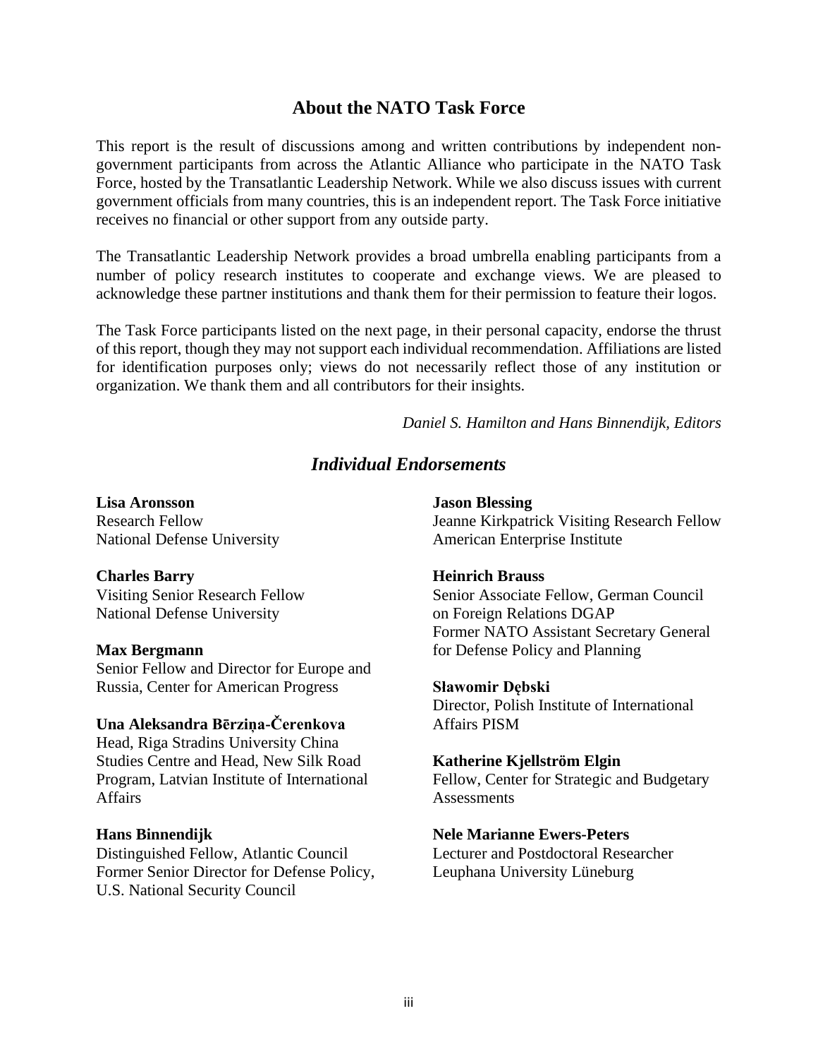## About the NATO Task Force

This report is the result of discussions among and written contributions by independent non-government participants from across the Atlantic Alliance who participate in the NATO Task Force, hosted by the Transatlantic Leadership Network. While we also discuss issues with current government officials from many countries, this is an independent report. The Task Force initiative receives no financial or other support from any outside party.

The Transatlantic Leadership Network provides a broad umbrella enabling participants from a number of policy research institutes to cooperate and exchange views. We are pleased to acknowledge these partner institutions and thank them for their permission to feature their logos.

The Task Force participants listed on the next page, in their personal capacity, endorse the thrust of this report, though they may not support each individual recommendation. Affiliations are listed for identification purposes only; views do not necessarily reflect those of any institution or organization. We thank them and all contributors for their insights.

*Daniel S. Hamilton and Hans Binnendijk, Editors*

## *Individual Endorsements*

**Lisa Aronsson**
Research Fellow
National Defense University

**Charles Barry**
Visiting Senior Research Fellow
National Defense University

**Max Bergmann**
Senior Fellow and Director for Europe and Russia, Center for American Progress

**Una Aleksandra Bērziņa-Čerenkova**
Head, Riga Stradins University China Studies Centre and Head, New Silk Road Program, Latvian Institute of International Affairs

**Hans Binnendijk**
Distinguished Fellow, Atlantic Council
Former Senior Director for Defense Policy, U.S. National Security Council

**Jason Blessing**
Jeanne Kirkpatrick Visiting Research Fellow
American Enterprise Institute

**Heinrich Brauss**
Senior Associate Fellow, German Council on Foreign Relations DGAP
Former NATO Assistant Secretary General for Defense Policy and Planning

**Sławomir Dębski**
Director, Polish Institute of International Affairs PISM

**Katherine Kjellström Elgin**
Fellow, Center for Strategic and Budgetary Assessments

**Nele Marianne Ewers-Peters**
Lecturer and Postdoctoral Researcher
Leuphana University Lüneburg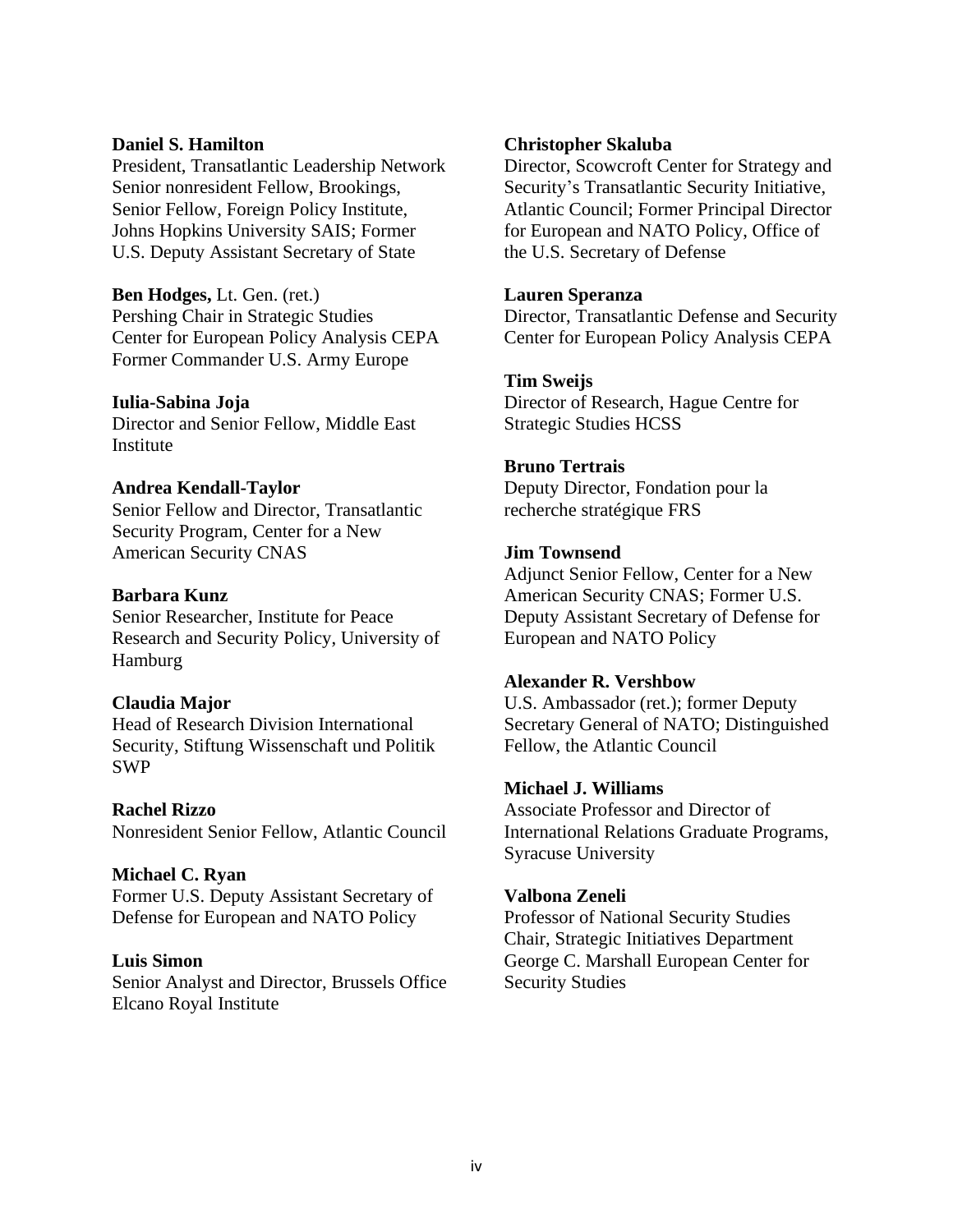**Daniel S. Hamilton**
President, Transatlantic Leadership Network
Senior nonresident Fellow, Brookings,
Senior Fellow, Foreign Policy Institute,
Johns Hopkins University SAIS; Former
U.S. Deputy Assistant Secretary of State

**Ben Hodges,** Lt. Gen. (ret.)
Pershing Chair in Strategic Studies
Center for European Policy Analysis CEPA
Former Commander U.S. Army Europe

**Iulia-Sabina Joja**
Director and Senior Fellow, Middle East
Institute

**Andrea Kendall-Taylor**
Senior Fellow and Director, Transatlantic
Security Program, Center for a New
American Security CNAS

**Barbara Kunz**
Senior Researcher, Institute for Peace
Research and Security Policy, University of
Hamburg

**Claudia Major**
Head of Research Division International
Security, Stiftung Wissenschaft und Politik
SWP

**Rachel Rizzo**
Nonresident Senior Fellow, Atlantic Council

**Michael C. Ryan**
Former U.S. Deputy Assistant Secretary of
Defense for European and NATO Policy

**Luis Simon**
Senior Analyst and Director, Brussels Office
Elcano Royal Institute

**Christopher Skaluba**
Director, Scowcroft Center for Strategy and
Security's Transatlantic Security Initiative,
Atlantic Council; Former Principal Director
for European and NATO Policy, Office of
the U.S. Secretary of Defense

**Lauren Speranza**
Director, Transatlantic Defense and Security
Center for European Policy Analysis CEPA

**Tim Sweijs**
Director of Research, Hague Centre for
Strategic Studies HCSS

**Bruno Tertrais**
Deputy Director, Fondation pour la
recherche stratégique FRS

**Jim Townsend**
Adjunct Senior Fellow, Center for a New
American Security CNAS; Former U.S.
Deputy Assistant Secretary of Defense for
European and NATO Policy

**Alexander R. Vershbow**
U.S. Ambassador (ret.); former Deputy
Secretary General of NATO; Distinguished
Fellow, the Atlantic Council

**Michael J. Williams**
Associate Professor and Director of
International Relations Graduate Programs,
Syracuse University

**Valbona Zeneli**
Professor of National Security Studies
Chair, Strategic Initiatives Department
George C. Marshall European Center for
Security Studies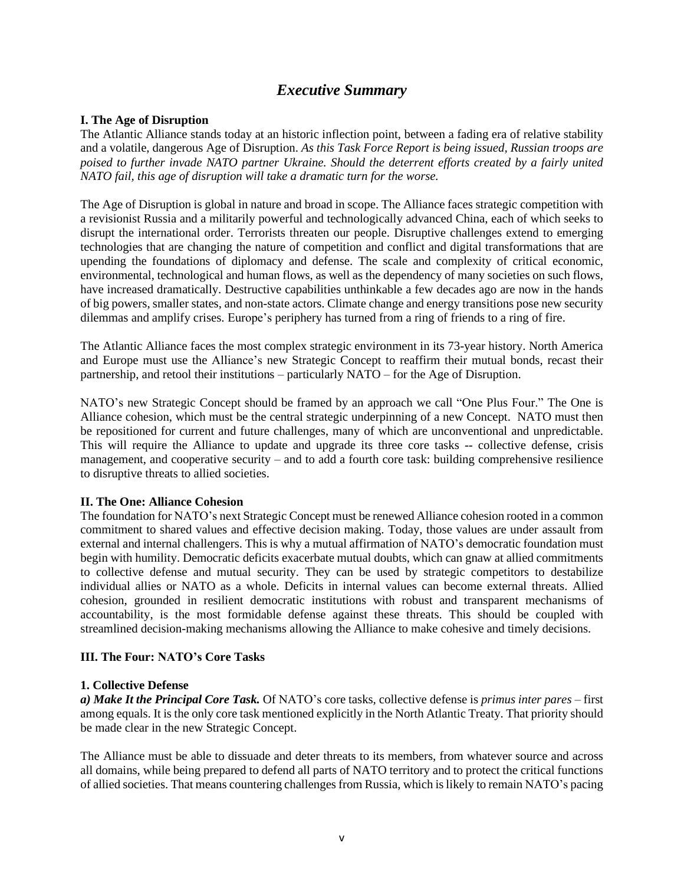# *Executive Summary*

### I. The Age of Disruption

The Atlantic Alliance stands today at an historic inflection point, between a fading era of relative stability and a volatile, dangerous Age of Disruption. *As this Task Force Report is being issued, Russian troops are poised to further invade NATO partner Ukraine. Should the deterrent efforts created by a fairly united NATO fail, this age of disruption will take a dramatic turn for the worse.*

The Age of Disruption is global in nature and broad in scope. The Alliance faces strategic competition with a revisionist Russia and a militarily powerful and technologically advanced China, each of which seeks to disrupt the international order. Terrorists threaten our people. Disruptive challenges extend to emerging technologies that are changing the nature of competition and conflict and digital transformations that are upending the foundations of diplomacy and defense. The scale and complexity of critical economic, environmental, technological and human flows, as well as the dependency of many societies on such flows, have increased dramatically. Destructive capabilities unthinkable a few decades ago are now in the hands of big powers, smaller states, and non-state actors. Climate change and energy transitions pose new security dilemmas and amplify crises. Europe's periphery has turned from a ring of friends to a ring of fire.

The Atlantic Alliance faces the most complex strategic environment in its 73-year history. North America and Europe must use the Alliance's new Strategic Concept to reaffirm their mutual bonds, recast their partnership, and retool their institutions – particularly NATO – for the Age of Disruption.

NATO's new Strategic Concept should be framed by an approach we call "One Plus Four." The One is Alliance cohesion, which must be the central strategic underpinning of a new Concept. NATO must then be repositioned for current and future challenges, many of which are unconventional and unpredictable. This will require the Alliance to update and upgrade its three core tasks -- collective defense, crisis management, and cooperative security – and to add a fourth core task: building comprehensive resilience to disruptive threats to allied societies.

### II. The One: Alliance Cohesion

The foundation for NATO's next Strategic Concept must be renewed Alliance cohesion rooted in a common commitment to shared values and effective decision making. Today, those values are under assault from external and internal challengers. This is why a mutual affirmation of NATO's democratic foundation must begin with humility. Democratic deficits exacerbate mutual doubts, which can gnaw at allied commitments to collective defense and mutual security. They can be used by strategic competitors to destabilize individual allies or NATO as a whole. Deficits in internal values can become external threats. Allied cohesion, grounded in resilient democratic institutions with robust and transparent mechanisms of accountability, is the most formidable defense against these threats. This should be coupled with streamlined decision-making mechanisms allowing the Alliance to make cohesive and timely decisions.

### III. The Four: NATO's Core Tasks

#### 1. Collective Defense

***a) Make It the Principal Core Task.*** Of NATO's core tasks, collective defense is *primus inter pares* – first among equals. It is the only core task mentioned explicitly in the North Atlantic Treaty. That priority should be made clear in the new Strategic Concept.

The Alliance must be able to dissuade and deter threats to its members, from whatever source and across all domains, while being prepared to defend all parts of NATO territory and to protect the critical functions of allied societies. That means countering challenges from Russia, which is likely to remain NATO's pacing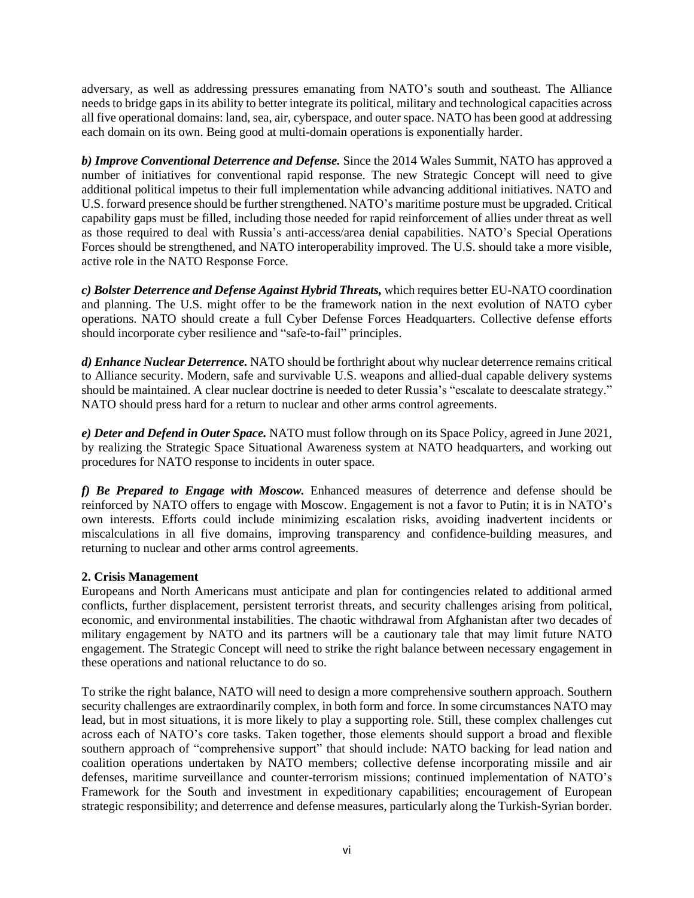adversary, as well as addressing pressures emanating from NATO's south and southeast. The Alliance needs to bridge gaps in its ability to better integrate its political, military and technological capacities across all five operational domains: land, sea, air, cyberspace, and outer space. NATO has been good at addressing each domain on its own. Being good at multi-domain operations is exponentially harder.

***b) Improve Conventional Deterrence and Defense.*** Since the 2014 Wales Summit, NATO has approved a number of initiatives for conventional rapid response. The new Strategic Concept will need to give additional political impetus to their full implementation while advancing additional initiatives. NATO and U.S. forward presence should be further strengthened. NATO's maritime posture must be upgraded. Critical capability gaps must be filled, including those needed for rapid reinforcement of allies under threat as well as those required to deal with Russia's anti-access/area denial capabilities. NATO's Special Operations Forces should be strengthened, and NATO interoperability improved. The U.S. should take a more visible, active role in the NATO Response Force.

***c) Bolster Deterrence and Defense Against Hybrid Threats,*** which requires better EU-NATO coordination and planning. The U.S. might offer to be the framework nation in the next evolution of NATO cyber operations. NATO should create a full Cyber Defense Forces Headquarters. Collective defense efforts should incorporate cyber resilience and "safe-to-fail" principles.

***d) Enhance Nuclear Deterrence.*** NATO should be forthright about why nuclear deterrence remains critical to Alliance security. Modern, safe and survivable U.S. weapons and allied-dual capable delivery systems should be maintained. A clear nuclear doctrine is needed to deter Russia's "escalate to deescalate strategy." NATO should press hard for a return to nuclear and other arms control agreements.

***e) Deter and Defend in Outer Space.*** NATO must follow through on its Space Policy, agreed in June 2021, by realizing the Strategic Space Situational Awareness system at NATO headquarters, and working out procedures for NATO response to incidents in outer space.

***f) Be Prepared to Engage with Moscow.*** Enhanced measures of deterrence and defense should be reinforced by NATO offers to engage with Moscow. Engagement is not a favor to Putin; it is in NATO's own interests. Efforts could include minimizing escalation risks, avoiding inadvertent incidents or miscalculations in all five domains, improving transparency and confidence-building measures, and returning to nuclear and other arms control agreements.

**2. Crisis Management**

Europeans and North Americans must anticipate and plan for contingencies related to additional armed conflicts, further displacement, persistent terrorist threats, and security challenges arising from political, economic, and environmental instabilities. The chaotic withdrawal from Afghanistan after two decades of military engagement by NATO and its partners will be a cautionary tale that may limit future NATO engagement. The Strategic Concept will need to strike the right balance between necessary engagement in these operations and national reluctance to do so.

To strike the right balance, NATO will need to design a more comprehensive southern approach. Southern security challenges are extraordinarily complex, in both form and force. In some circumstances NATO may lead, but in most situations, it is more likely to play a supporting role. Still, these complex challenges cut across each of NATO's core tasks. Taken together, those elements should support a broad and flexible southern approach of "comprehensive support" that should include: NATO backing for lead nation and coalition operations undertaken by NATO members; collective defense incorporating missile and air defenses, maritime surveillance and counter-terrorism missions; continued implementation of NATO's Framework for the South and investment in expeditionary capabilities; encouragement of European strategic responsibility; and deterrence and defense measures, particularly along the Turkish-Syrian border.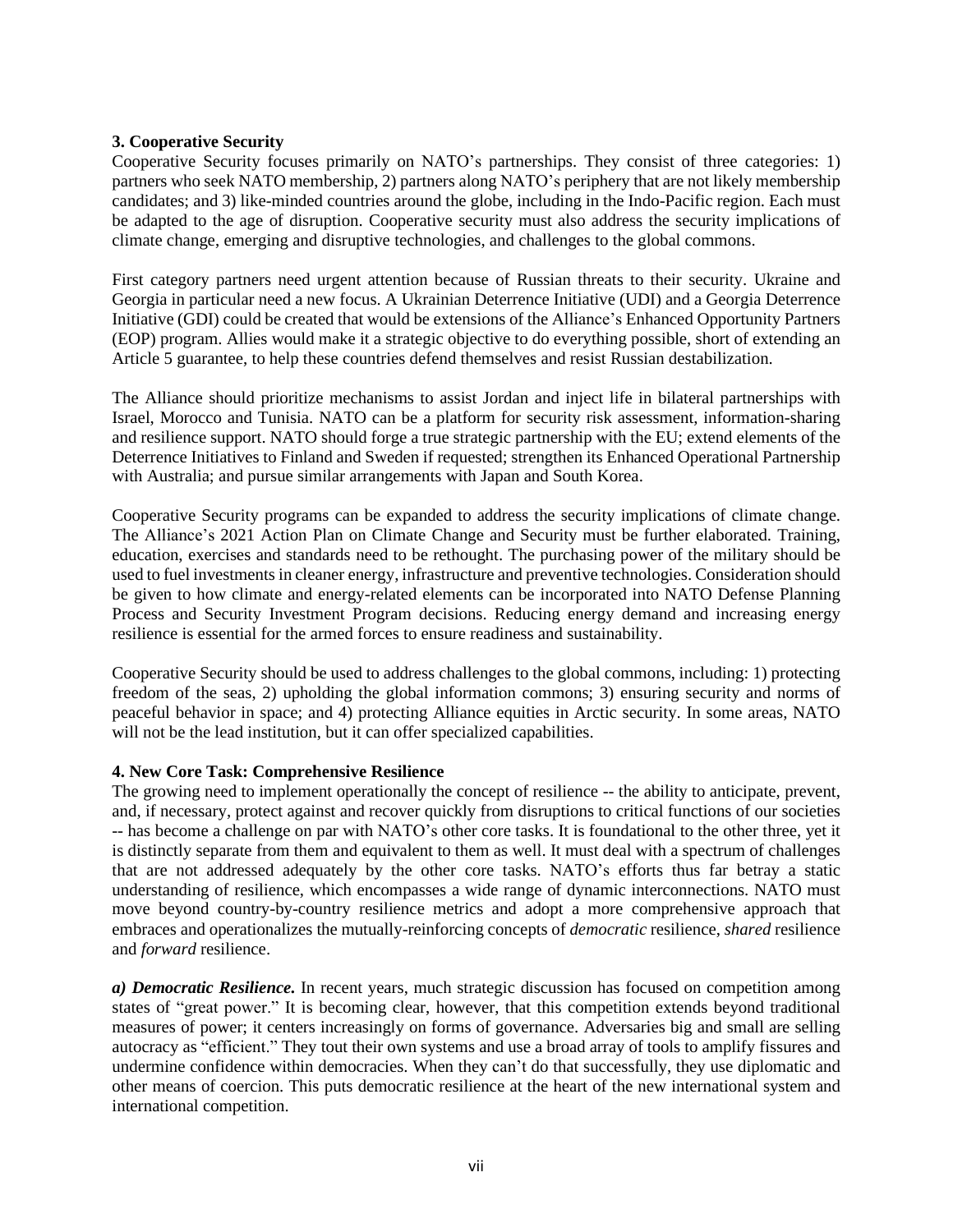### 3. Cooperative Security

Cooperative Security focuses primarily on NATO's partnerships. They consist of three categories: 1) partners who seek NATO membership, 2) partners along NATO's periphery that are not likely membership candidates; and 3) like-minded countries around the globe, including in the Indo-Pacific region. Each must be adapted to the age of disruption. Cooperative security must also address the security implications of climate change, emerging and disruptive technologies, and challenges to the global commons.

First category partners need urgent attention because of Russian threats to their security. Ukraine and Georgia in particular need a new focus. A Ukrainian Deterrence Initiative (UDI) and a Georgia Deterrence Initiative (GDI) could be created that would be extensions of the Alliance's Enhanced Opportunity Partners (EOP) program. Allies would make it a strategic objective to do everything possible, short of extending an Article 5 guarantee, to help these countries defend themselves and resist Russian destabilization.

The Alliance should prioritize mechanisms to assist Jordan and inject life in bilateral partnerships with Israel, Morocco and Tunisia. NATO can be a platform for security risk assessment, information-sharing and resilience support. NATO should forge a true strategic partnership with the EU; extend elements of the Deterrence Initiatives to Finland and Sweden if requested; strengthen its Enhanced Operational Partnership with Australia; and pursue similar arrangements with Japan and South Korea.

Cooperative Security programs can be expanded to address the security implications of climate change. The Alliance's 2021 Action Plan on Climate Change and Security must be further elaborated. Training, education, exercises and standards need to be rethought. The purchasing power of the military should be used to fuel investments in cleaner energy, infrastructure and preventive technologies. Consideration should be given to how climate and energy-related elements can be incorporated into NATO Defense Planning Process and Security Investment Program decisions. Reducing energy demand and increasing energy resilience is essential for the armed forces to ensure readiness and sustainability.

Cooperative Security should be used to address challenges to the global commons, including: 1) protecting freedom of the seas, 2) upholding the global information commons; 3) ensuring security and norms of peaceful behavior in space; and 4) protecting Alliance equities in Arctic security. In some areas, NATO will not be the lead institution, but it can offer specialized capabilities.

### 4. New Core Task: Comprehensive Resilience

The growing need to implement operationally the concept of resilience -- the ability to anticipate, prevent, and, if necessary, protect against and recover quickly from disruptions to critical functions of our societies -- has become a challenge on par with NATO's other core tasks. It is foundational to the other three, yet it is distinctly separate from them and equivalent to them as well. It must deal with a spectrum of challenges that are not addressed adequately by the other core tasks. NATO's efforts thus far betray a static understanding of resilience, which encompasses a wide range of dynamic interconnections. NATO must move beyond country-by-country resilience metrics and adopt a more comprehensive approach that embraces and operationalizes the mutually-reinforcing concepts of *democratic* resilience, *shared* resilience and *forward* resilience.

***a) Democratic Resilience.*** In recent years, much strategic discussion has focused on competition among states of "great power." It is becoming clear, however, that this competition extends beyond traditional measures of power; it centers increasingly on forms of governance. Adversaries big and small are selling autocracy as "efficient." They tout their own systems and use a broad array of tools to amplify fissures and undermine confidence within democracies. When they can't do that successfully, they use diplomatic and other means of coercion. This puts democratic resilience at the heart of the new international system and international competition.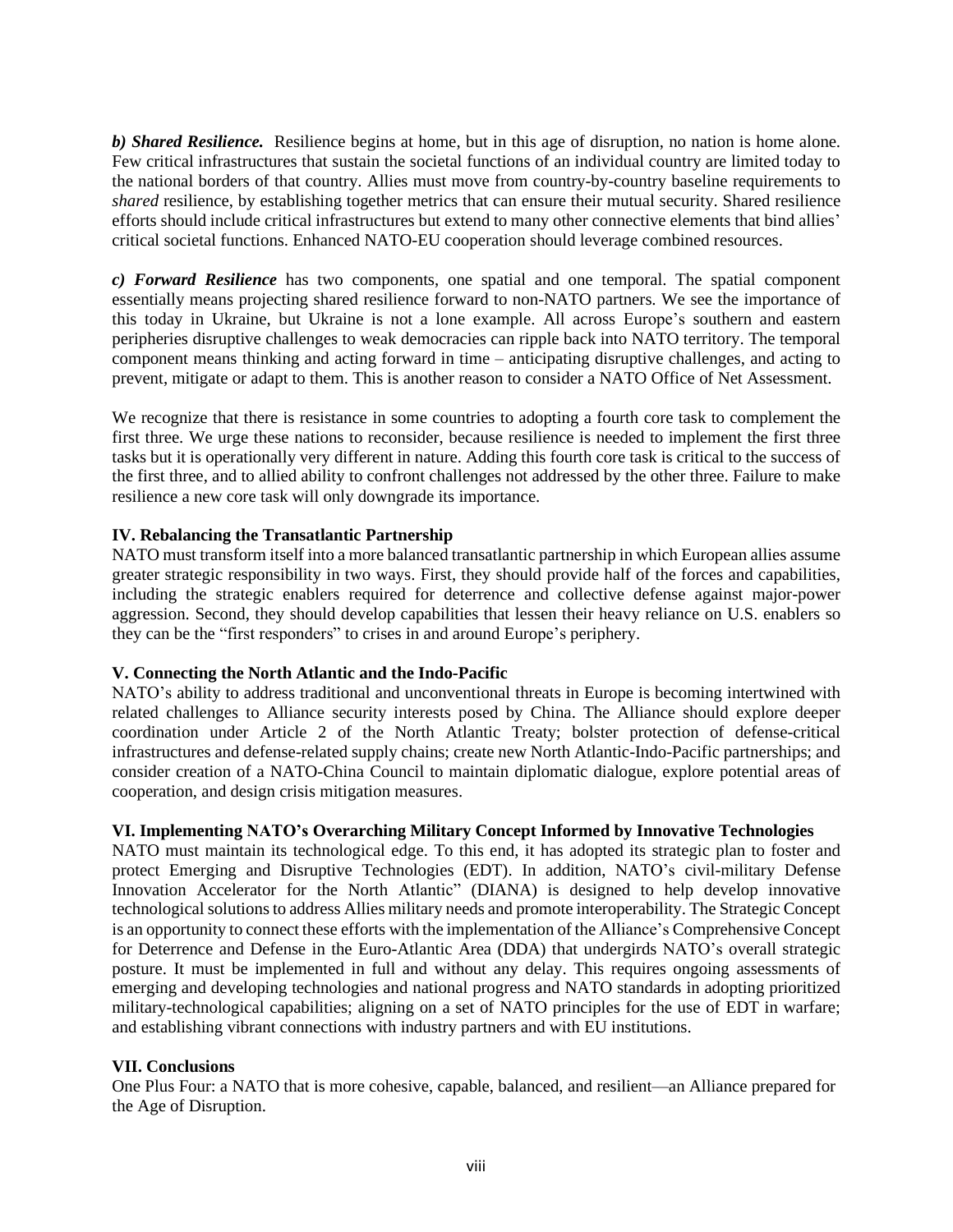***b) Shared Resilience.*** Resilience begins at home, but in this age of disruption, no nation is home alone. Few critical infrastructures that sustain the societal functions of an individual country are limited today to the national borders of that country. Allies must move from country-by-country baseline requirements to *shared* resilience, by establishing together metrics that can ensure their mutual security. Shared resilience efforts should include critical infrastructures but extend to many other connective elements that bind allies' critical societal functions. Enhanced NATO-EU cooperation should leverage combined resources.

***c) Forward Resilience*** has two components, one spatial and one temporal. The spatial component essentially means projecting shared resilience forward to non-NATO partners. We see the importance of this today in Ukraine, but Ukraine is not a lone example. All across Europe's southern and eastern peripheries disruptive challenges to weak democracies can ripple back into NATO territory. The temporal component means thinking and acting forward in time – anticipating disruptive challenges, and acting to prevent, mitigate or adapt to them. This is another reason to consider a NATO Office of Net Assessment.

We recognize that there is resistance in some countries to adopting a fourth core task to complement the first three. We urge these nations to reconsider, because resilience is needed to implement the first three tasks but it is operationally very different in nature. Adding this fourth core task is critical to the success of the first three, and to allied ability to confront challenges not addressed by the other three. Failure to make resilience a new core task will only downgrade its importance.

**IV. Rebalancing the Transatlantic Partnership**

NATO must transform itself into a more balanced transatlantic partnership in which European allies assume greater strategic responsibility in two ways. First, they should provide half of the forces and capabilities, including the strategic enablers required for deterrence and collective defense against major-power aggression. Second, they should develop capabilities that lessen their heavy reliance on U.S. enablers so they can be the "first responders" to crises in and around Europe's periphery.

**V. Connecting the North Atlantic and the Indo-Pacific**

NATO's ability to address traditional and unconventional threats in Europe is becoming intertwined with related challenges to Alliance security interests posed by China. The Alliance should explore deeper coordination under Article 2 of the North Atlantic Treaty; bolster protection of defense-critical infrastructures and defense-related supply chains; create new North Atlantic-Indo-Pacific partnerships; and consider creation of a NATO-China Council to maintain diplomatic dialogue, explore potential areas of cooperation, and design crisis mitigation measures.

**VI. Implementing NATO's Overarching Military Concept Informed by Innovative Technologies**

NATO must maintain its technological edge. To this end, it has adopted its strategic plan to foster and protect Emerging and Disruptive Technologies (EDT). In addition, NATO's civil-military Defense Innovation Accelerator for the North Atlantic" (DIANA) is designed to help develop innovative technological solutions to address Allies military needs and promote interoperability. The Strategic Concept is an opportunity to connect these efforts with the implementation of the Alliance's Comprehensive Concept for Deterrence and Defense in the Euro-Atlantic Area (DDA) that undergirds NATO's overall strategic posture. It must be implemented in full and without any delay. This requires ongoing assessments of emerging and developing technologies and national progress and NATO standards in adopting prioritized military-technological capabilities; aligning on a set of NATO principles for the use of EDT in warfare; and establishing vibrant connections with industry partners and with EU institutions.

**VII. Conclusions**

One Plus Four: a NATO that is more cohesive, capable, balanced, and resilient—an Alliance prepared for the Age of Disruption.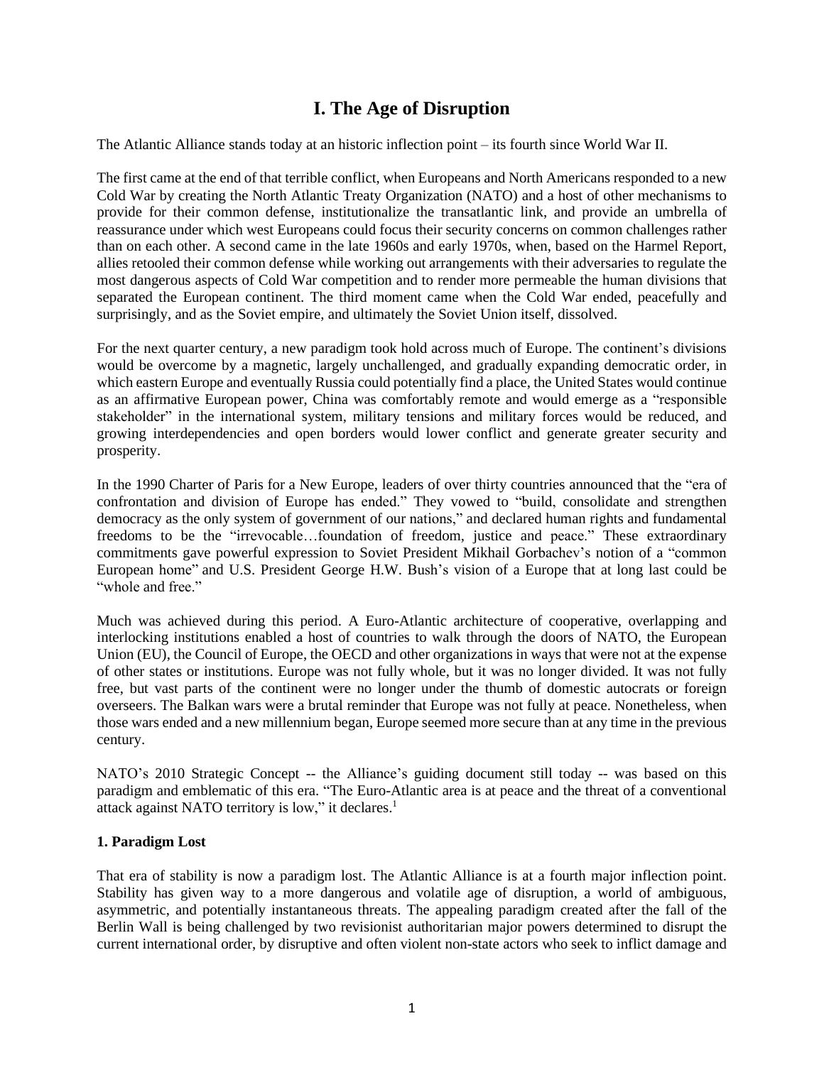# I. The Age of Disruption

The Atlantic Alliance stands today at an historic inflection point – its fourth since World War II.

The first came at the end of that terrible conflict, when Europeans and North Americans responded to a new Cold War by creating the North Atlantic Treaty Organization (NATO) and a host of other mechanisms to provide for their common defense, institutionalize the transatlantic link, and provide an umbrella of reassurance under which west Europeans could focus their security concerns on common challenges rather than on each other. A second came in the late 1960s and early 1970s, when, based on the Harmel Report, allies retooled their common defense while working out arrangements with their adversaries to regulate the most dangerous aspects of Cold War competition and to render more permeable the human divisions that separated the European continent. The third moment came when the Cold War ended, peacefully and surprisingly, and as the Soviet empire, and ultimately the Soviet Union itself, dissolved.

For the next quarter century, a new paradigm took hold across much of Europe. The continent's divisions would be overcome by a magnetic, largely unchallenged, and gradually expanding democratic order, in which eastern Europe and eventually Russia could potentially find a place, the United States would continue as an affirmative European power, China was comfortably remote and would emerge as a "responsible stakeholder" in the international system, military tensions and military forces would be reduced, and growing interdependencies and open borders would lower conflict and generate greater security and prosperity.

In the 1990 Charter of Paris for a New Europe, leaders of over thirty countries announced that the "era of confrontation and division of Europe has ended." They vowed to "build, consolidate and strengthen democracy as the only system of government of our nations," and declared human rights and fundamental freedoms to be the "irrevocable…foundation of freedom, justice and peace." These extraordinary commitments gave powerful expression to Soviet President Mikhail Gorbachev's notion of a "common European home" and U.S. President George H.W. Bush's vision of a Europe that at long last could be "whole and free."

Much was achieved during this period. A Euro-Atlantic architecture of cooperative, overlapping and interlocking institutions enabled a host of countries to walk through the doors of NATO, the European Union (EU), the Council of Europe, the OECD and other organizations in ways that were not at the expense of other states or institutions. Europe was not fully whole, but it was no longer divided. It was not fully free, but vast parts of the continent were no longer under the thumb of domestic autocrats or foreign overseers. The Balkan wars were a brutal reminder that Europe was not fully at peace. Nonetheless, when those wars ended and a new millennium began, Europe seemed more secure than at any time in the previous century.

NATO's 2010 Strategic Concept -- the Alliance's guiding document still today -- was based on this paradigm and emblematic of this era. "The Euro-Atlantic area is at peace and the threat of a conventional attack against NATO territory is low," it declares.[1]

### 1. Paradigm Lost

That era of stability is now a paradigm lost. The Atlantic Alliance is at a fourth major inflection point. Stability has given way to a more dangerous and volatile age of disruption, a world of ambiguous, asymmetric, and potentially instantaneous threats. The appealing paradigm created after the fall of the Berlin Wall is being challenged by two revisionist authoritarian major powers determined to disrupt the current international order, by disruptive and often violent non-state actors who seek to inflict damage and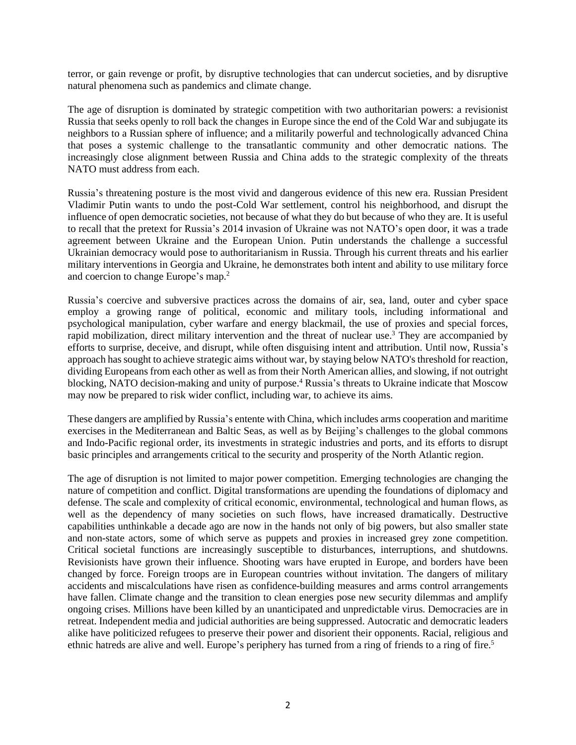terror, or gain revenge or profit, by disruptive technologies that can undercut societies, and by disruptive natural phenomena such as pandemics and climate change.

The age of disruption is dominated by strategic competition with two authoritarian powers: a revisionist Russia that seeks openly to roll back the changes in Europe since the end of the Cold War and subjugate its neighbors to a Russian sphere of influence; and a militarily powerful and technologically advanced China that poses a systemic challenge to the transatlantic community and other democratic nations. The increasingly close alignment between Russia and China adds to the strategic complexity of the threats NATO must address from each.

Russia's threatening posture is the most vivid and dangerous evidence of this new era. Russian President Vladimir Putin wants to undo the post-Cold War settlement, control his neighborhood, and disrupt the influence of open democratic societies, not because of what they do but because of who they are. It is useful to recall that the pretext for Russia's 2014 invasion of Ukraine was not NATO's open door, it was a trade agreement between Ukraine and the European Union. Putin understands the challenge a successful Ukrainian democracy would pose to authoritarianism in Russia. Through his current threats and his earlier military interventions in Georgia and Ukraine, he demonstrates both intent and ability to use military force and coercion to change Europe's map.[2]

Russia's coercive and subversive practices across the domains of air, sea, land, outer and cyber space employ a growing range of political, economic and military tools, including informational and psychological manipulation, cyber warfare and energy blackmail, the use of proxies and special forces, rapid mobilization, direct military intervention and the threat of nuclear use.[3] They are accompanied by efforts to surprise, deceive, and disrupt, while often disguising intent and attribution. Until now, Russia's approach has sought to achieve strategic aims without war, by staying below NATO's threshold for reaction, dividing Europeans from each other as well as from their North American allies, and slowing, if not outright blocking, NATO decision-making and unity of purpose.[4] Russia's threats to Ukraine indicate that Moscow may now be prepared to risk wider conflict, including war, to achieve its aims.

These dangers are amplified by Russia's entente with China, which includes arms cooperation and maritime exercises in the Mediterranean and Baltic Seas, as well as by Beijing's challenges to the global commons and Indo-Pacific regional order, its investments in strategic industries and ports, and its efforts to disrupt basic principles and arrangements critical to the security and prosperity of the North Atlantic region.

The age of disruption is not limited to major power competition. Emerging technologies are changing the nature of competition and conflict. Digital transformations are upending the foundations of diplomacy and defense. The scale and complexity of critical economic, environmental, technological and human flows, as well as the dependency of many societies on such flows, have increased dramatically. Destructive capabilities unthinkable a decade ago are now in the hands not only of big powers, but also smaller state and non-state actors, some of which serve as puppets and proxies in increased grey zone competition. Critical societal functions are increasingly susceptible to disturbances, interruptions, and shutdowns. Revisionists have grown their influence. Shooting wars have erupted in Europe, and borders have been changed by force. Foreign troops are in European countries without invitation. The dangers of military accidents and miscalculations have risen as confidence-building measures and arms control arrangements have fallen. Climate change and the transition to clean energies pose new security dilemmas and amplify ongoing crises. Millions have been killed by an unanticipated and unpredictable virus. Democracies are in retreat. Independent media and judicial authorities are being suppressed. Autocratic and democratic leaders alike have politicized refugees to preserve their power and disorient their opponents. Racial, religious and ethnic hatreds are alive and well. Europe's periphery has turned from a ring of friends to a ring of fire.[5]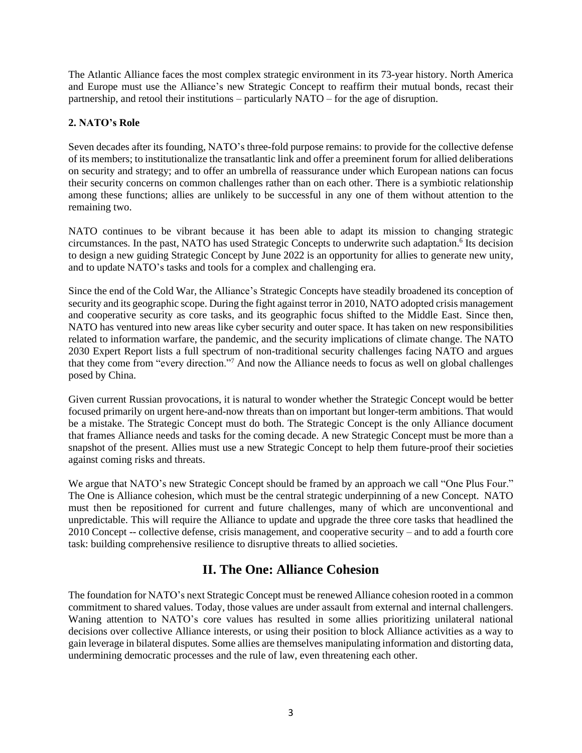The Atlantic Alliance faces the most complex strategic environment in its 73-year history. North America and Europe must use the Alliance's new Strategic Concept to reaffirm their mutual bonds, recast their partnership, and retool their institutions – particularly NATO – for the age of disruption.

### 2. NATO's Role

Seven decades after its founding, NATO's three-fold purpose remains: to provide for the collective defense of its members; to institutionalize the transatlantic link and offer a preeminent forum for allied deliberations on security and strategy; and to offer an umbrella of reassurance under which European nations can focus their security concerns on common challenges rather than on each other. There is a symbiotic relationship among these functions; allies are unlikely to be successful in any one of them without attention to the remaining two.

NATO continues to be vibrant because it has been able to adapt its mission to changing strategic circumstances. In the past, NATO has used Strategic Concepts to underwrite such adaptation.[6] Its decision to design a new guiding Strategic Concept by June 2022 is an opportunity for allies to generate new unity, and to update NATO's tasks and tools for a complex and challenging era.

Since the end of the Cold War, the Alliance's Strategic Concepts have steadily broadened its conception of security and its geographic scope. During the fight against terror in 2010, NATO adopted crisis management and cooperative security as core tasks, and its geographic focus shifted to the Middle East. Since then, NATO has ventured into new areas like cyber security and outer space. It has taken on new responsibilities related to information warfare, the pandemic, and the security implications of climate change. The NATO 2030 Expert Report lists a full spectrum of non-traditional security challenges facing NATO and argues that they come from "every direction."[7] And now the Alliance needs to focus as well on global challenges posed by China.

Given current Russian provocations, it is natural to wonder whether the Strategic Concept would be better focused primarily on urgent here-and-now threats than on important but longer-term ambitions. That would be a mistake. The Strategic Concept must do both. The Strategic Concept is the only Alliance document that frames Alliance needs and tasks for the coming decade. A new Strategic Concept must be more than a snapshot of the present. Allies must use a new Strategic Concept to help them future-proof their societies against coming risks and threats.

We argue that NATO's new Strategic Concept should be framed by an approach we call "One Plus Four." The One is Alliance cohesion, which must be the central strategic underpinning of a new Concept. NATO must then be repositioned for current and future challenges, many of which are unconventional and unpredictable. This will require the Alliance to update and upgrade the three core tasks that headlined the 2010 Concept -- collective defense, crisis management, and cooperative security – and to add a fourth core task: building comprehensive resilience to disruptive threats to allied societies.

## II. The One: Alliance Cohesion

The foundation for NATO's next Strategic Concept must be renewed Alliance cohesion rooted in a common commitment to shared values. Today, those values are under assault from external and internal challengers. Waning attention to NATO's core values has resulted in some allies prioritizing unilateral national decisions over collective Alliance interests, or using their position to block Alliance activities as a way to gain leverage in bilateral disputes. Some allies are themselves manipulating information and distorting data, undermining democratic processes and the rule of law, even threatening each other.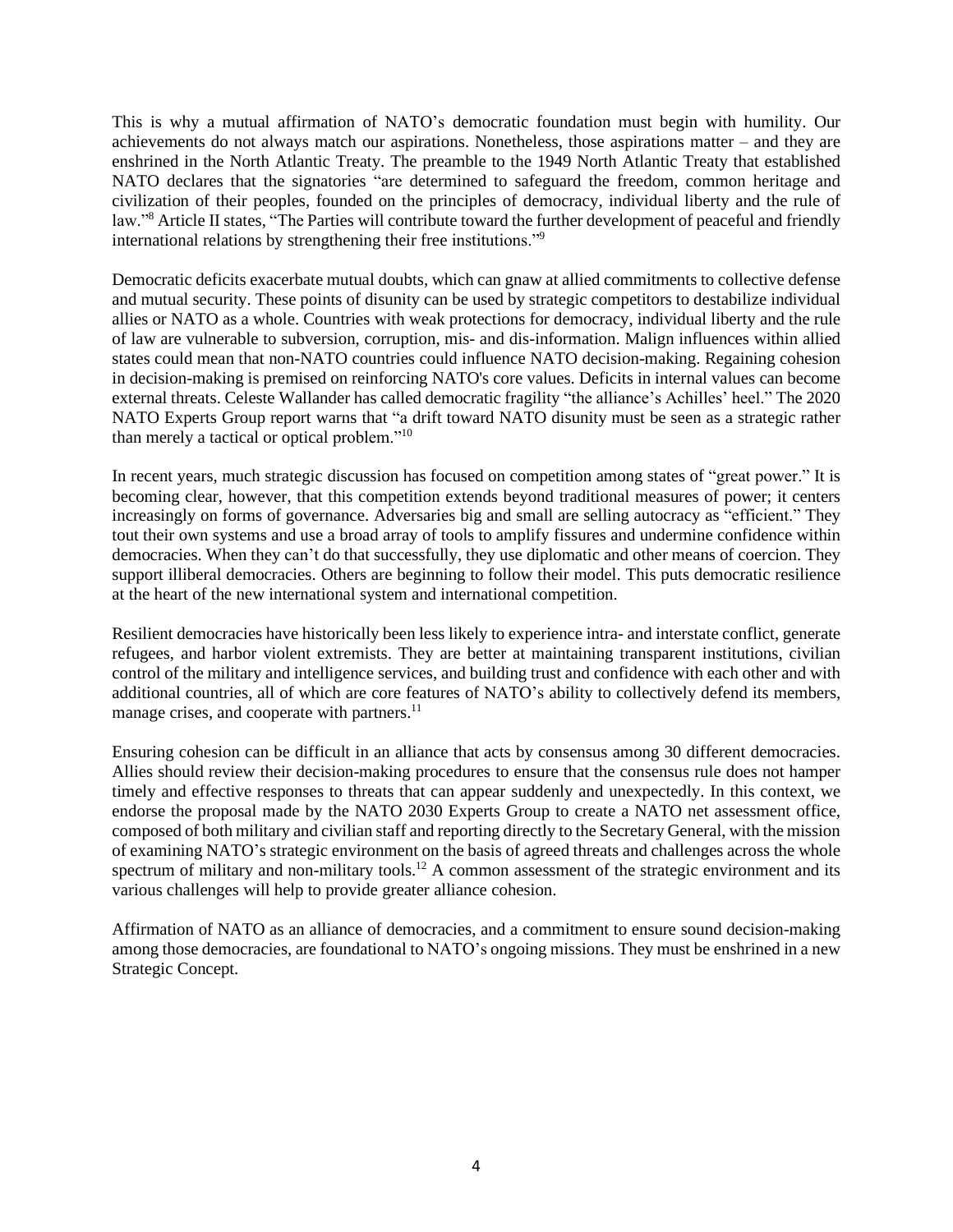This is why a mutual affirmation of NATO's democratic foundation must begin with humility. Our achievements do not always match our aspirations. Nonetheless, those aspirations matter – and they are enshrined in the North Atlantic Treaty. The preamble to the 1949 North Atlantic Treaty that established NATO declares that the signatories "are determined to safeguard the freedom, common heritage and civilization of their peoples, founded on the principles of democracy, individual liberty and the rule of law."[8] Article II states, "The Parties will contribute toward the further development of peaceful and friendly international relations by strengthening their free institutions."[9]

Democratic deficits exacerbate mutual doubts, which can gnaw at allied commitments to collective defense and mutual security. These points of disunity can be used by strategic competitors to destabilize individual allies or NATO as a whole. Countries with weak protections for democracy, individual liberty and the rule of law are vulnerable to subversion, corruption, mis- and dis-information. Malign influences within allied states could mean that non-NATO countries could influence NATO decision-making. Regaining cohesion in decision-making is premised on reinforcing NATO's core values. Deficits in internal values can become external threats. Celeste Wallander has called democratic fragility "the alliance's Achilles' heel." The 2020 NATO Experts Group report warns that "a drift toward NATO disunity must be seen as a strategic rather than merely a tactical or optical problem."[10]

In recent years, much strategic discussion has focused on competition among states of "great power." It is becoming clear, however, that this competition extends beyond traditional measures of power; it centers increasingly on forms of governance. Adversaries big and small are selling autocracy as "efficient." They tout their own systems and use a broad array of tools to amplify fissures and undermine confidence within democracies. When they can't do that successfully, they use diplomatic and other means of coercion. They support illiberal democracies. Others are beginning to follow their model. This puts democratic resilience at the heart of the new international system and international competition.

Resilient democracies have historically been less likely to experience intra- and interstate conflict, generate refugees, and harbor violent extremists. They are better at maintaining transparent institutions, civilian control of the military and intelligence services, and building trust and confidence with each other and with additional countries, all of which are core features of NATO's ability to collectively defend its members, manage crises, and cooperate with partners.[11]

Ensuring cohesion can be difficult in an alliance that acts by consensus among 30 different democracies. Allies should review their decision-making procedures to ensure that the consensus rule does not hamper timely and effective responses to threats that can appear suddenly and unexpectedly. In this context, we endorse the proposal made by the NATO 2030 Experts Group to create a NATO net assessment office, composed of both military and civilian staff and reporting directly to the Secretary General, with the mission of examining NATO's strategic environment on the basis of agreed threats and challenges across the whole spectrum of military and non-military tools.[12] A common assessment of the strategic environment and its various challenges will help to provide greater alliance cohesion.

Affirmation of NATO as an alliance of democracies, and a commitment to ensure sound decision-making among those democracies, are foundational to NATO's ongoing missions. They must be enshrined in a new Strategic Concept.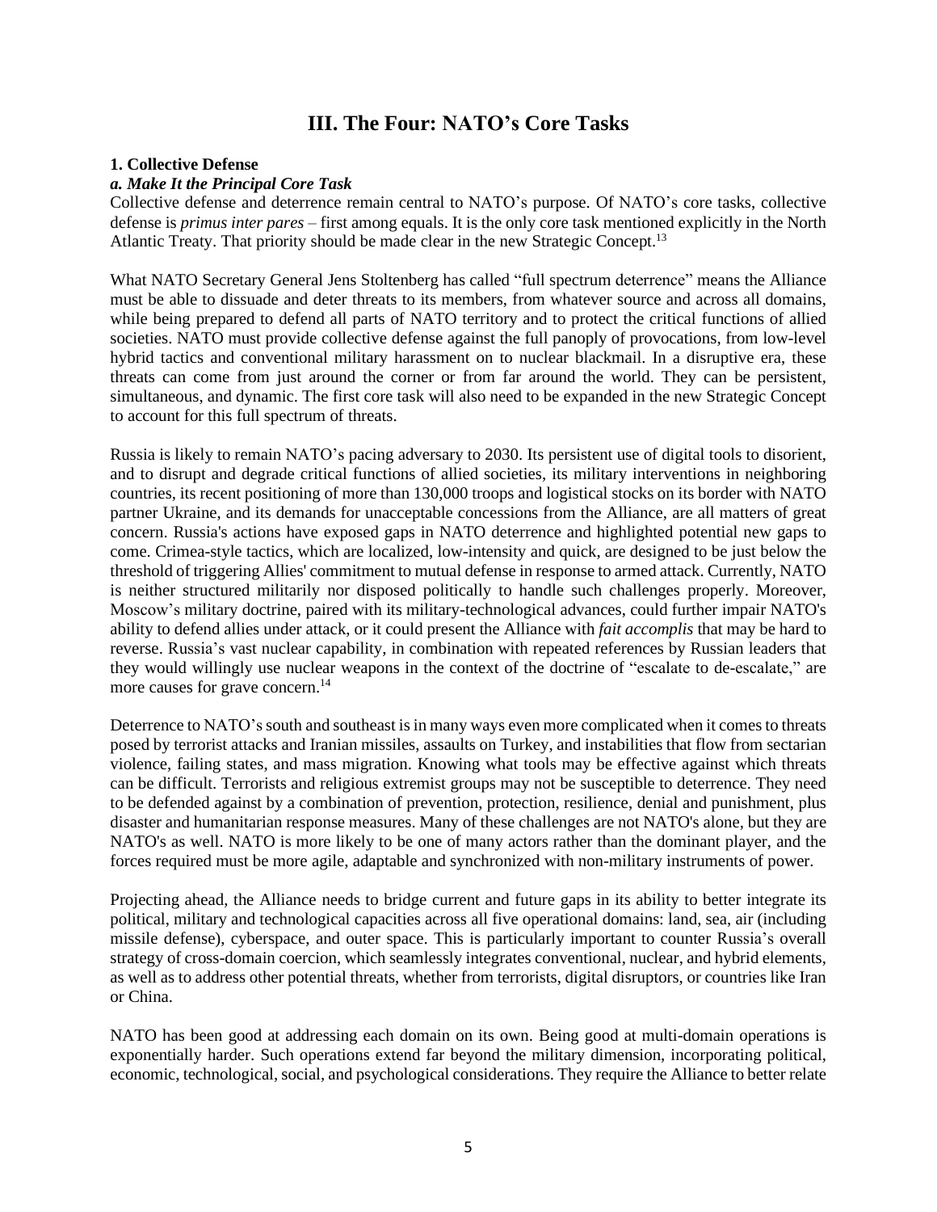# III. The Four: NATO's Core Tasks

**1. Collective Defense**

***a. Make It the Principal Core Task***

Collective defense and deterrence remain central to NATO's purpose. Of NATO's core tasks, collective defense is *primus inter pares* – first among equals. It is the only core task mentioned explicitly in the North Atlantic Treaty. That priority should be made clear in the new Strategic Concept.[13]

What NATO Secretary General Jens Stoltenberg has called "full spectrum deterrence" means the Alliance must be able to dissuade and deter threats to its members, from whatever source and across all domains, while being prepared to defend all parts of NATO territory and to protect the critical functions of allied societies. NATO must provide collective defense against the full panoply of provocations, from low-level hybrid tactics and conventional military harassment on to nuclear blackmail. In a disruptive era, these threats can come from just around the corner or from far around the world. They can be persistent, simultaneous, and dynamic. The first core task will also need to be expanded in the new Strategic Concept to account for this full spectrum of threats.

Russia is likely to remain NATO's pacing adversary to 2030. Its persistent use of digital tools to disorient, and to disrupt and degrade critical functions of allied societies, its military interventions in neighboring countries, its recent positioning of more than 130,000 troops and logistical stocks on its border with NATO partner Ukraine, and its demands for unacceptable concessions from the Alliance, are all matters of great concern. Russia's actions have exposed gaps in NATO deterrence and highlighted potential new gaps to come. Crimea-style tactics, which are localized, low-intensity and quick, are designed to be just below the threshold of triggering Allies' commitment to mutual defense in response to armed attack. Currently, NATO is neither structured militarily nor disposed politically to handle such challenges properly. Moreover, Moscow's military doctrine, paired with its military-technological advances, could further impair NATO's ability to defend allies under attack, or it could present the Alliance with *fait accomplis* that may be hard to reverse. Russia's vast nuclear capability, in combination with repeated references by Russian leaders that they would willingly use nuclear weapons in the context of the doctrine of "escalate to de-escalate," are more causes for grave concern.[14]

Deterrence to NATO's south and southeast is in many ways even more complicated when it comes to threats posed by terrorist attacks and Iranian missiles, assaults on Turkey, and instabilities that flow from sectarian violence, failing states, and mass migration. Knowing what tools may be effective against which threats can be difficult. Terrorists and religious extremist groups may not be susceptible to deterrence. They need to be defended against by a combination of prevention, protection, resilience, denial and punishment, plus disaster and humanitarian response measures. Many of these challenges are not NATO's alone, but they are NATO's as well. NATO is more likely to be one of many actors rather than the dominant player, and the forces required must be more agile, adaptable and synchronized with non-military instruments of power.

Projecting ahead, the Alliance needs to bridge current and future gaps in its ability to better integrate its political, military and technological capacities across all five operational domains: land, sea, air (including missile defense), cyberspace, and outer space. This is particularly important to counter Russia's overall strategy of cross-domain coercion, which seamlessly integrates conventional, nuclear, and hybrid elements, as well as to address other potential threats, whether from terrorists, digital disruptors, or countries like Iran or China.

NATO has been good at addressing each domain on its own. Being good at multi-domain operations is exponentially harder. Such operations extend far beyond the military dimension, incorporating political, economic, technological, social, and psychological considerations. They require the Alliance to better relate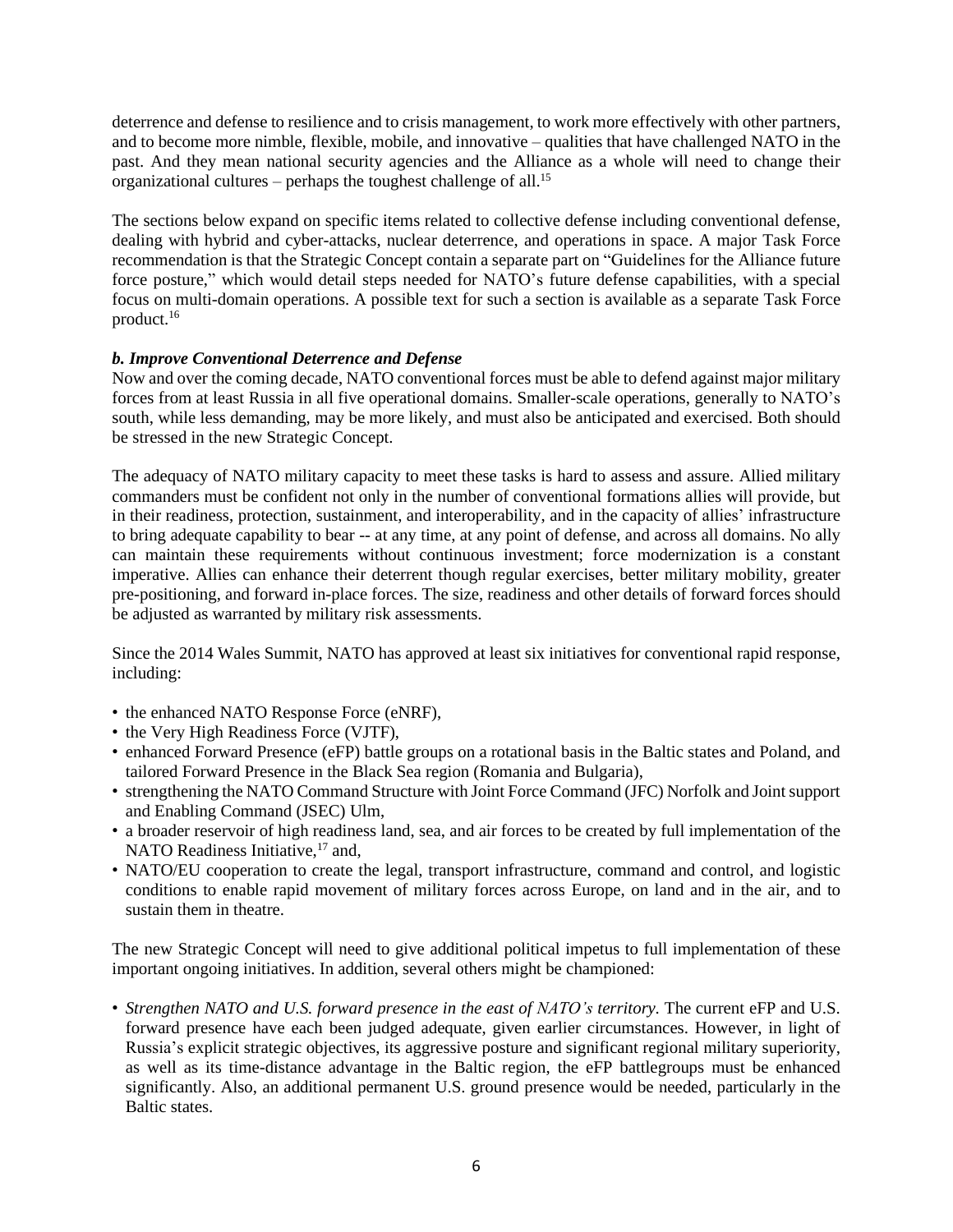deterrence and defense to resilience and to crisis management, to work more effectively with other partners, and to become more nimble, flexible, mobile, and innovative – qualities that have challenged NATO in the past. And they mean national security agencies and the Alliance as a whole will need to change their organizational cultures – perhaps the toughest challenge of all.[15]

The sections below expand on specific items related to collective defense including conventional defense, dealing with hybrid and cyber-attacks, nuclear deterrence, and operations in space. A major Task Force recommendation is that the Strategic Concept contain a separate part on "Guidelines for the Alliance future force posture," which would detail steps needed for NATO's future defense capabilities, with a special focus on multi-domain operations. A possible text for such a section is available as a separate Task Force product.[16]

### *b. Improve Conventional Deterrence and Defense*

Now and over the coming decade, NATO conventional forces must be able to defend against major military forces from at least Russia in all five operational domains. Smaller-scale operations, generally to NATO's south, while less demanding, may be more likely, and must also be anticipated and exercised. Both should be stressed in the new Strategic Concept.

The adequacy of NATO military capacity to meet these tasks is hard to assess and assure. Allied military commanders must be confident not only in the number of conventional formations allies will provide, but in their readiness, protection, sustainment, and interoperability, and in the capacity of allies' infrastructure to bring adequate capability to bear -- at any time, at any point of defense, and across all domains. No ally can maintain these requirements without continuous investment; force modernization is a constant imperative. Allies can enhance their deterrent though regular exercises, better military mobility, greater pre-positioning, and forward in-place forces. The size, readiness and other details of forward forces should be adjusted as warranted by military risk assessments.

Since the 2014 Wales Summit, NATO has approved at least six initiatives for conventional rapid response, including:

- the enhanced NATO Response Force (eNRF),
- the Very High Readiness Force (VJTF),
- enhanced Forward Presence (eFP) battle groups on a rotational basis in the Baltic states and Poland, and tailored Forward Presence in the Black Sea region (Romania and Bulgaria),
- strengthening the NATO Command Structure with Joint Force Command (JFC) Norfolk and Joint support and Enabling Command (JSEC) Ulm,
- a broader reservoir of high readiness land, sea, and air forces to be created by full implementation of the NATO Readiness Initiative,[17] and,
- NATO/EU cooperation to create the legal, transport infrastructure, command and control, and logistic conditions to enable rapid movement of military forces across Europe, on land and in the air, and to sustain them in theatre.

The new Strategic Concept will need to give additional political impetus to full implementation of these important ongoing initiatives. In addition, several others might be championed:

- *Strengthen NATO and U.S. forward presence in the east of NATO's territory.* The current eFP and U.S. forward presence have each been judged adequate, given earlier circumstances. However, in light of Russia's explicit strategic objectives, its aggressive posture and significant regional military superiority, as well as its time-distance advantage in the Baltic region, the eFP battlegroups must be enhanced significantly. Also, an additional permanent U.S. ground presence would be needed, particularly in the Baltic states.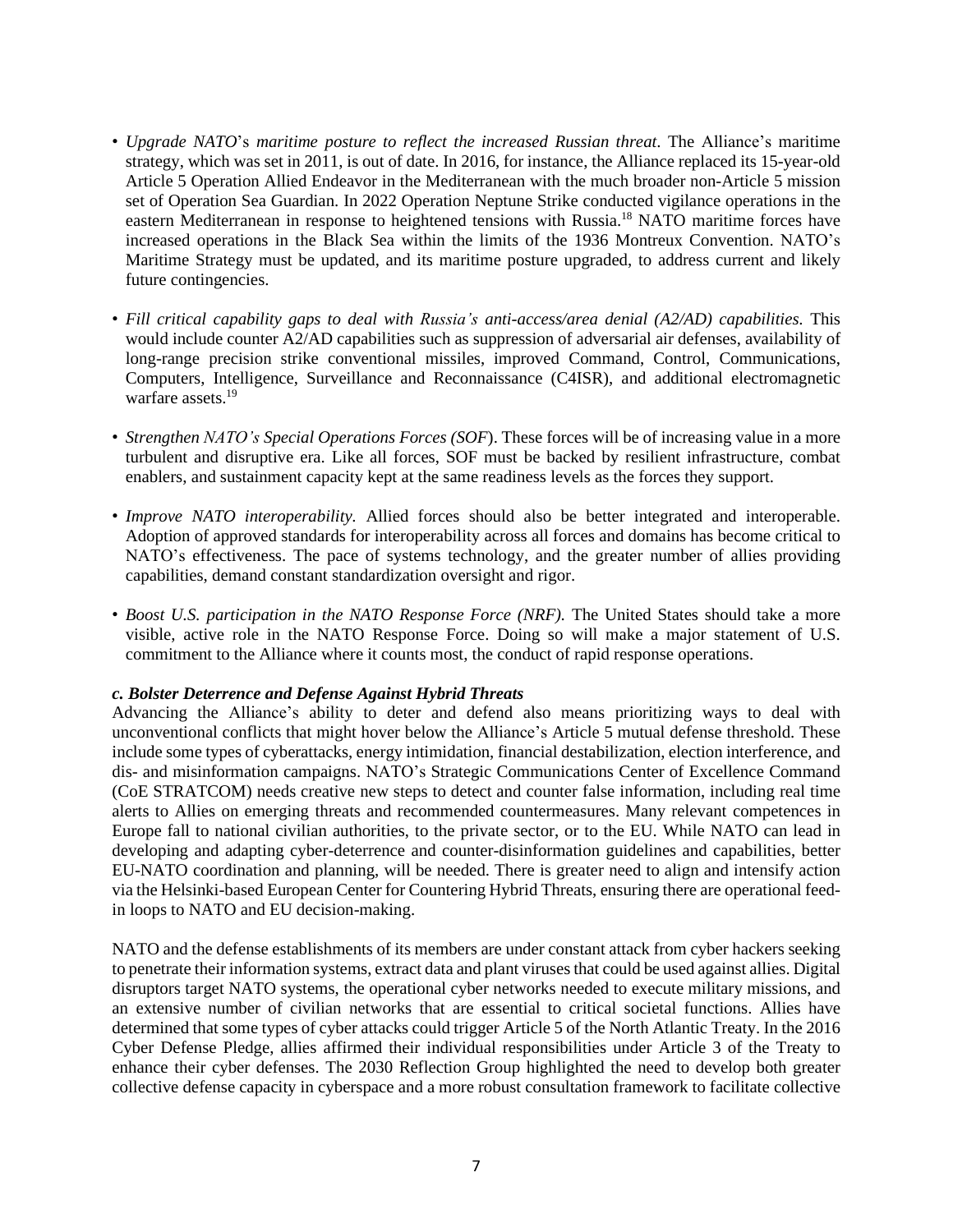- *Upgrade NATO*'s *maritime posture to reflect the increased Russian threat*. The Alliance's maritime strategy, which was set in 2011, is out of date. In 2016, for instance, the Alliance replaced its 15-year-old Article 5 Operation Allied Endeavor in the Mediterranean with the much broader non-Article 5 mission set of Operation Sea Guardian. In 2022 Operation Neptune Strike conducted vigilance operations in the eastern Mediterranean in response to heightened tensions with Russia.[18] NATO maritime forces have increased operations in the Black Sea within the limits of the 1936 Montreux Convention. NATO's Maritime Strategy must be updated, and its maritime posture upgraded, to address current and likely future contingencies.

- *Fill critical capability gaps to deal with Russia's anti-access/area denial (A2/AD) capabilities.* This would include counter A2/AD capabilities such as suppression of adversarial air defenses, availability of long-range precision strike conventional missiles, improved Command, Control, Communications, Computers, Intelligence, Surveillance and Reconnaissance (C4ISR), and additional electromagnetic warfare assets.[19]

- *Strengthen NATO's Special Operations Forces (SOF*). These forces will be of increasing value in a more turbulent and disruptive era. Like all forces, SOF must be backed by resilient infrastructure, combat enablers, and sustainment capacity kept at the same readiness levels as the forces they support.

- *Improve NATO interoperability.* Allied forces should also be better integrated and interoperable. Adoption of approved standards for interoperability across all forces and domains has become critical to NATO's effectiveness. The pace of systems technology, and the greater number of allies providing capabilities, demand constant standardization oversight and rigor.

- *Boost U.S. participation in the NATO Response Force (NRF).* The United States should take a more visible, active role in the NATO Response Force. Doing so will make a major statement of U.S. commitment to the Alliance where it counts most, the conduct of rapid response operations.

#### *c. Bolster Deterrence and Defense Against Hybrid Threats*

Advancing the Alliance's ability to deter and defend also means prioritizing ways to deal with unconventional conflicts that might hover below the Alliance's Article 5 mutual defense threshold. These include some types of cyberattacks, energy intimidation, financial destabilization, election interference, and dis- and misinformation campaigns. NATO's Strategic Communications Center of Excellence Command (CoE STRATCOM) needs creative new steps to detect and counter false information, including real time alerts to Allies on emerging threats and recommended countermeasures. Many relevant competences in Europe fall to national civilian authorities, to the private sector, or to the EU. While NATO can lead in developing and adapting cyber-deterrence and counter-disinformation guidelines and capabilities, better EU-NATO coordination and planning, will be needed. There is greater need to align and intensify action via the Helsinki-based European Center for Countering Hybrid Threats, ensuring there are operational feed-in loops to NATO and EU decision-making.

NATO and the defense establishments of its members are under constant attack from cyber hackers seeking to penetrate their information systems, extract data and plant viruses that could be used against allies. Digital disruptors target NATO systems, the operational cyber networks needed to execute military missions, and an extensive number of civilian networks that are essential to critical societal functions. Allies have determined that some types of cyber attacks could trigger Article 5 of the North Atlantic Treaty. In the 2016 Cyber Defense Pledge, allies affirmed their individual responsibilities under Article 3 of the Treaty to enhance their cyber defenses. The 2030 Reflection Group highlighted the need to develop both greater collective defense capacity in cyberspace and a more robust consultation framework to facilitate collective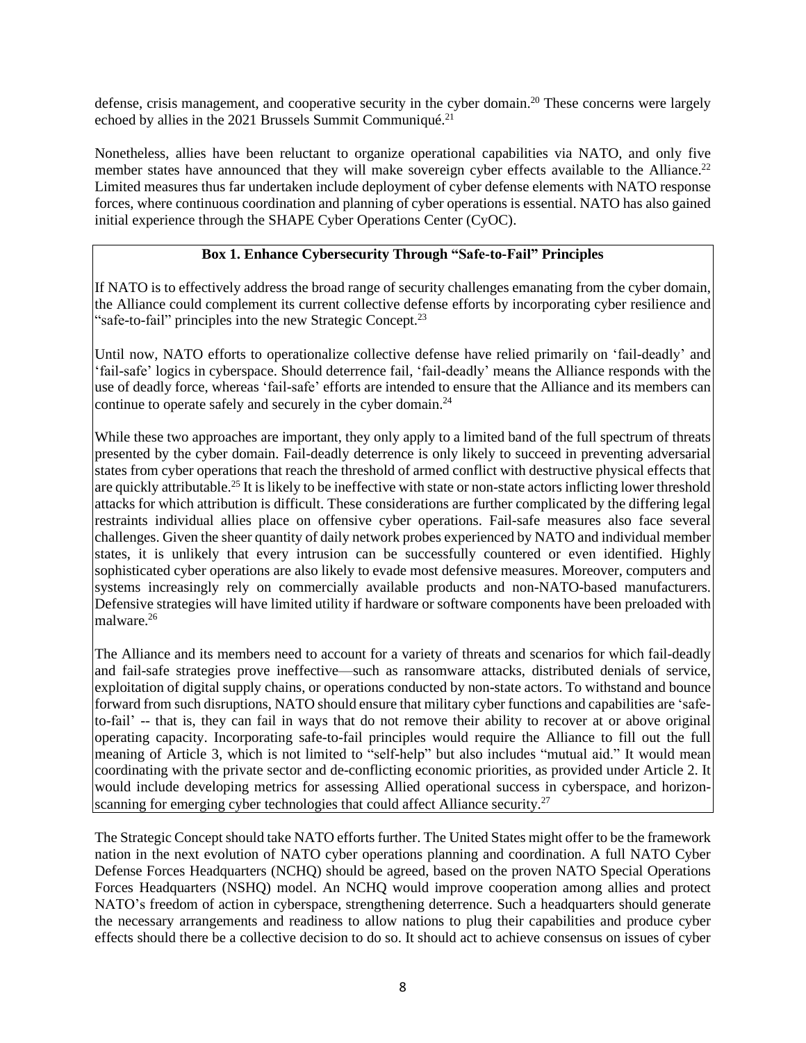defense, crisis management, and cooperative security in the cyber domain.[20] These concerns were largely echoed by allies in the 2021 Brussels Summit Communiqué.[21]

Nonetheless, allies have been reluctant to organize operational capabilities via NATO, and only five member states have announced that they will make sovereign cyber effects available to the Alliance.[22] Limited measures thus far undertaken include deployment of cyber defense elements with NATO response forces, where continuous coordination and planning of cyber operations is essential. NATO has also gained initial experience through the SHAPE Cyber Operations Center (CyOC).

> **Box 1. Enhance Cybersecurity Through "Safe-to-Fail" Principles**
>
> If NATO is to effectively address the broad range of security challenges emanating from the cyber domain, the Alliance could complement its current collective defense efforts by incorporating cyber resilience and "safe-to-fail" principles into the new Strategic Concept.[23]
>
> Until now, NATO efforts to operationalize collective defense have relied primarily on 'fail-deadly' and 'fail-safe' logics in cyberspace. Should deterrence fail, 'fail-deadly' means the Alliance responds with the use of deadly force, whereas 'fail-safe' efforts are intended to ensure that the Alliance and its members can continue to operate safely and securely in the cyber domain.[24]
>
> While these two approaches are important, they only apply to a limited band of the full spectrum of threats presented by the cyber domain. Fail-deadly deterrence is only likely to succeed in preventing adversarial states from cyber operations that reach the threshold of armed conflict with destructive physical effects that are quickly attributable.[25] It is likely to be ineffective with state or non-state actors inflicting lower threshold attacks for which attribution is difficult. These considerations are further complicated by the differing legal restraints individual allies place on offensive cyber operations. Fail-safe measures also face several challenges. Given the sheer quantity of daily network probes experienced by NATO and individual member states, it is unlikely that every intrusion can be successfully countered or even identified. Highly sophisticated cyber operations are also likely to evade most defensive measures. Moreover, computers and systems increasingly rely on commercially available products and non-NATO-based manufacturers. Defensive strategies will have limited utility if hardware or software components have been preloaded with malware.[26]
>
> The Alliance and its members need to account for a variety of threats and scenarios for which fail-deadly and fail-safe strategies prove ineffective—such as ransomware attacks, distributed denials of service, exploitation of digital supply chains, or operations conducted by non-state actors. To withstand and bounce forward from such disruptions, NATO should ensure that military cyber functions and capabilities are 'safe-to-fail' -- that is, they can fail in ways that do not remove their ability to recover at or above original operating capacity. Incorporating safe-to-fail principles would require the Alliance to fill out the full meaning of Article 3, which is not limited to "self-help" but also includes "mutual aid." It would mean coordinating with the private sector and de-conflicting economic priorities, as provided under Article 2. It would include developing metrics for assessing Allied operational success in cyberspace, and horizon-scanning for emerging cyber technologies that could affect Alliance security.[27]

The Strategic Concept should take NATO efforts further. The United States might offer to be the framework nation in the next evolution of NATO cyber operations planning and coordination. A full NATO Cyber Defense Forces Headquarters (NCHQ) should be agreed, based on the proven NATO Special Operations Forces Headquarters (NSHQ) model. An NCHQ would improve cooperation among allies and protect NATO's freedom of action in cyberspace, strengthening deterrence. Such a headquarters should generate the necessary arrangements and readiness to allow nations to plug their capabilities and produce cyber effects should there be a collective decision to do so. It should act to achieve consensus on issues of cyber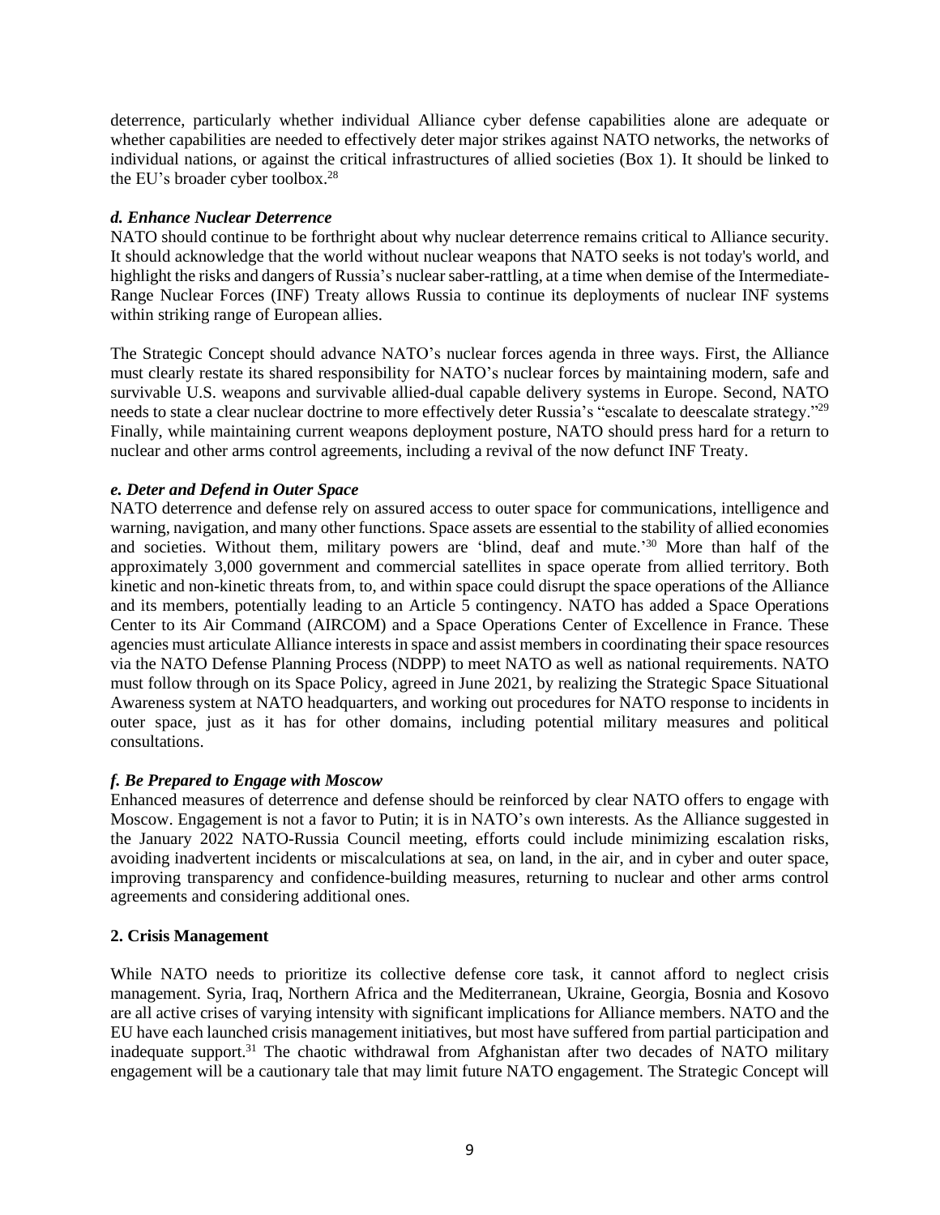deterrence, particularly whether individual Alliance cyber defense capabilities alone are adequate or whether capabilities are needed to effectively deter major strikes against NATO networks, the networks of individual nations, or against the critical infrastructures of allied societies (Box 1). It should be linked to the EU's broader cyber toolbox.[28]

***d. Enhance Nuclear Deterrence***

NATO should continue to be forthright about why nuclear deterrence remains critical to Alliance security. It should acknowledge that the world without nuclear weapons that NATO seeks is not today's world, and highlight the risks and dangers of Russia's nuclear saber-rattling, at a time when demise of the Intermediate-Range Nuclear Forces (INF) Treaty allows Russia to continue its deployments of nuclear INF systems within striking range of European allies.

The Strategic Concept should advance NATO's nuclear forces agenda in three ways. First, the Alliance must clearly restate its shared responsibility for NATO's nuclear forces by maintaining modern, safe and survivable U.S. weapons and survivable allied-dual capable delivery systems in Europe. Second, NATO needs to state a clear nuclear doctrine to more effectively deter Russia's "escalate to deescalate strategy."[29] Finally, while maintaining current weapons deployment posture, NATO should press hard for a return to nuclear and other arms control agreements, including a revival of the now defunct INF Treaty.

***e. Deter and Defend in Outer Space***

NATO deterrence and defense rely on assured access to outer space for communications, intelligence and warning, navigation, and many other functions. Space assets are essential to the stability of allied economies and societies. Without them, military powers are 'blind, deaf and mute.'[30] More than half of the approximately 3,000 government and commercial satellites in space operate from allied territory. Both kinetic and non-kinetic threats from, to, and within space could disrupt the space operations of the Alliance and its members, potentially leading to an Article 5 contingency. NATO has added a Space Operations Center to its Air Command (AIRCOM) and a Space Operations Center of Excellence in France. These agencies must articulate Alliance interests in space and assist members in coordinating their space resources via the NATO Defense Planning Process (NDPP) to meet NATO as well as national requirements. NATO must follow through on its Space Policy, agreed in June 2021, by realizing the Strategic Space Situational Awareness system at NATO headquarters, and working out procedures for NATO response to incidents in outer space, just as it has for other domains, including potential military measures and political consultations.

***f. Be Prepared to Engage with Moscow***

Enhanced measures of deterrence and defense should be reinforced by clear NATO offers to engage with Moscow. Engagement is not a favor to Putin; it is in NATO's own interests. As the Alliance suggested in the January 2022 NATO-Russia Council meeting, efforts could include minimizing escalation risks, avoiding inadvertent incidents or miscalculations at sea, on land, in the air, and in cyber and outer space, improving transparency and confidence-building measures, returning to nuclear and other arms control agreements and considering additional ones.

**2. Crisis Management**

While NATO needs to prioritize its collective defense core task, it cannot afford to neglect crisis management. Syria, Iraq, Northern Africa and the Mediterranean, Ukraine, Georgia, Bosnia and Kosovo are all active crises of varying intensity with significant implications for Alliance members. NATO and the EU have each launched crisis management initiatives, but most have suffered from partial participation and inadequate support.[31] The chaotic withdrawal from Afghanistan after two decades of NATO military engagement will be a cautionary tale that may limit future NATO engagement. The Strategic Concept will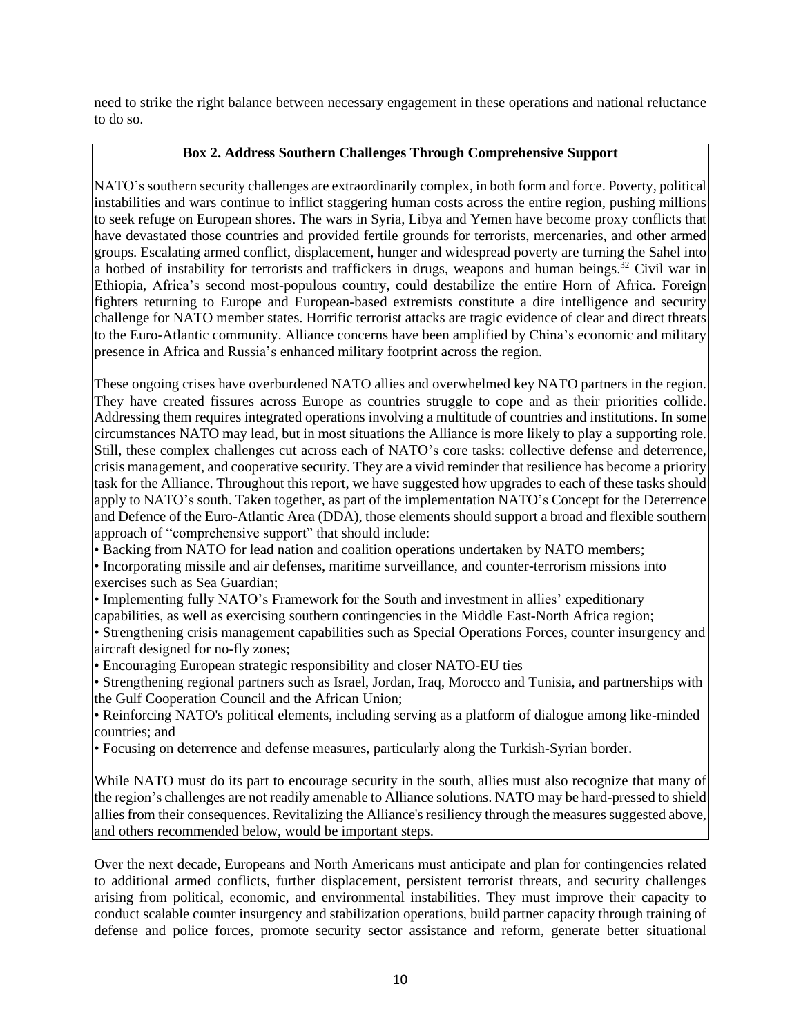need to strike the right balance between necessary engagement in these operations and national reluctance to do so.

### Box 2. Address Southern Challenges Through Comprehensive Support

NATO's southern security challenges are extraordinarily complex, in both form and force. Poverty, political instabilities and wars continue to inflict staggering human costs across the entire region, pushing millions to seek refuge on European shores. The wars in Syria, Libya and Yemen have become proxy conflicts that have devastated those countries and provided fertile grounds for terrorists, mercenaries, and other armed groups. Escalating armed conflict, displacement, hunger and widespread poverty are turning the Sahel into a hotbed of instability for terrorists and traffickers in drugs, weapons and human beings.[32] Civil war in Ethiopia, Africa's second most-populous country, could destabilize the entire Horn of Africa. Foreign fighters returning to Europe and European-based extremists constitute a dire intelligence and security challenge for NATO member states. Horrific terrorist attacks are tragic evidence of clear and direct threats to the Euro-Atlantic community. Alliance concerns have been amplified by China's economic and military presence in Africa and Russia's enhanced military footprint across the region.

These ongoing crises have overburdened NATO allies and overwhelmed key NATO partners in the region. They have created fissures across Europe as countries struggle to cope and as their priorities collide. Addressing them requires integrated operations involving a multitude of countries and institutions. In some circumstances NATO may lead, but in most situations the Alliance is more likely to play a supporting role. Still, these complex challenges cut across each of NATO's core tasks: collective defense and deterrence, crisis management, and cooperative security. They are a vivid reminder that resilience has become a priority task for the Alliance. Throughout this report, we have suggested how upgrades to each of these tasks should apply to NATO's south. Taken together, as part of the implementation NATO's Concept for the Deterrence and Defence of the Euro-Atlantic Area (DDA), those elements should support a broad and flexible southern approach of "comprehensive support" that should include:

- Backing from NATO for lead nation and coalition operations undertaken by NATO members;
- Incorporating missile and air defenses, maritime surveillance, and counter-terrorism missions into exercises such as Sea Guardian;
- Implementing fully NATO's Framework for the South and investment in allies' expeditionary capabilities, as well as exercising southern contingencies in the Middle East-North Africa region;
- Strengthening crisis management capabilities such as Special Operations Forces, counter insurgency and aircraft designed for no-fly zones;
- Encouraging European strategic responsibility and closer NATO-EU ties
- Strengthening regional partners such as Israel, Jordan, Iraq, Morocco and Tunisia, and partnerships with the Gulf Cooperation Council and the African Union;
- Reinforcing NATO's political elements, including serving as a platform of dialogue among like-minded countries; and
- Focusing on deterrence and defense measures, particularly along the Turkish-Syrian border.

While NATO must do its part to encourage security in the south, allies must also recognize that many of the region's challenges are not readily amenable to Alliance solutions. NATO may be hard-pressed to shield allies from their consequences. Revitalizing the Alliance's resiliency through the measures suggested above, and others recommended below, would be important steps.

Over the next decade, Europeans and North Americans must anticipate and plan for contingencies related to additional armed conflicts, further displacement, persistent terrorist threats, and security challenges arising from political, economic, and environmental instabilities. They must improve their capacity to conduct scalable counter insurgency and stabilization operations, build partner capacity through training of defense and police forces, promote security sector assistance and reform, generate better situational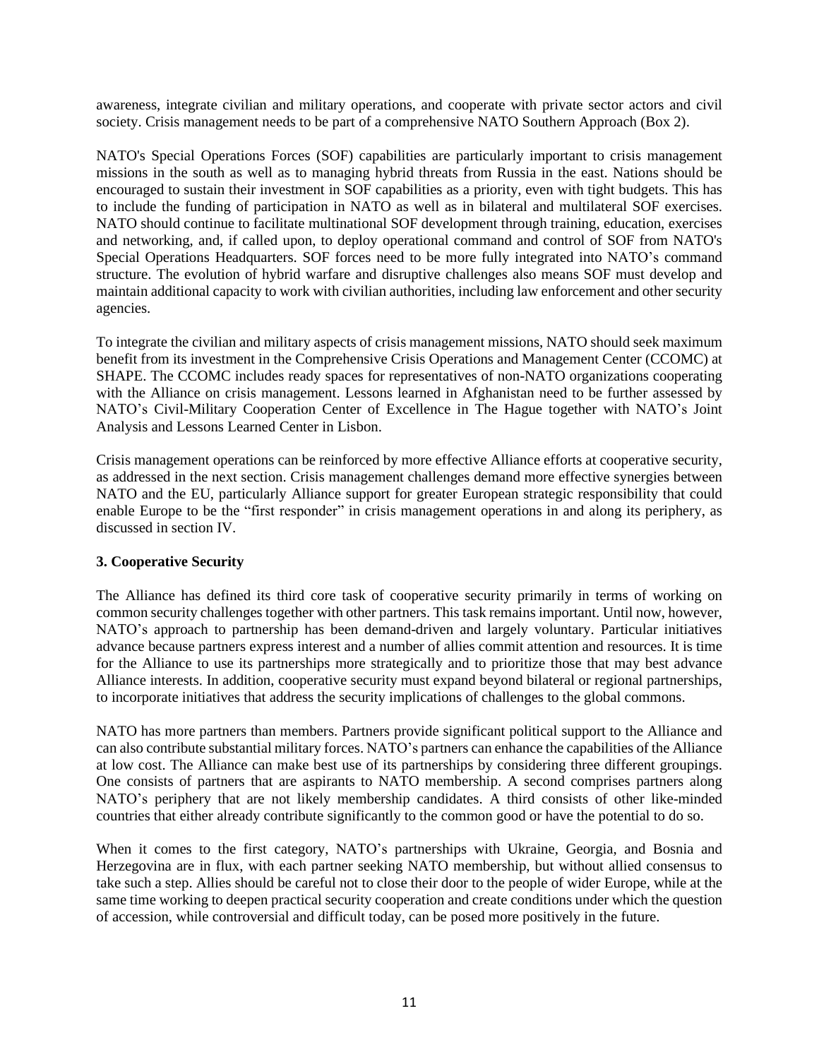awareness, integrate civilian and military operations, and cooperate with private sector actors and civil society. Crisis management needs to be part of a comprehensive NATO Southern Approach (Box 2).

NATO's Special Operations Forces (SOF) capabilities are particularly important to crisis management missions in the south as well as to managing hybrid threats from Russia in the east. Nations should be encouraged to sustain their investment in SOF capabilities as a priority, even with tight budgets. This has to include the funding of participation in NATO as well as in bilateral and multilateral SOF exercises. NATO should continue to facilitate multinational SOF development through training, education, exercises and networking, and, if called upon, to deploy operational command and control of SOF from NATO's Special Operations Headquarters. SOF forces need to be more fully integrated into NATO's command structure. The evolution of hybrid warfare and disruptive challenges also means SOF must develop and maintain additional capacity to work with civilian authorities, including law enforcement and other security agencies.

To integrate the civilian and military aspects of crisis management missions, NATO should seek maximum benefit from its investment in the Comprehensive Crisis Operations and Management Center (CCOMC) at SHAPE. The CCOMC includes ready spaces for representatives of non-NATO organizations cooperating with the Alliance on crisis management. Lessons learned in Afghanistan need to be further assessed by NATO's Civil-Military Cooperation Center of Excellence in The Hague together with NATO's Joint Analysis and Lessons Learned Center in Lisbon.

Crisis management operations can be reinforced by more effective Alliance efforts at cooperative security, as addressed in the next section. Crisis management challenges demand more effective synergies between NATO and the EU, particularly Alliance support for greater European strategic responsibility that could enable Europe to be the "first responder" in crisis management operations in and along its periphery, as discussed in section IV.

### 3. Cooperative Security

The Alliance has defined its third core task of cooperative security primarily in terms of working on common security challenges together with other partners. This task remains important. Until now, however, NATO's approach to partnership has been demand-driven and largely voluntary. Particular initiatives advance because partners express interest and a number of allies commit attention and resources. It is time for the Alliance to use its partnerships more strategically and to prioritize those that may best advance Alliance interests. In addition, cooperative security must expand beyond bilateral or regional partnerships, to incorporate initiatives that address the security implications of challenges to the global commons.

NATO has more partners than members. Partners provide significant political support to the Alliance and can also contribute substantial military forces. NATO's partners can enhance the capabilities of the Alliance at low cost. The Alliance can make best use of its partnerships by considering three different groupings. One consists of partners that are aspirants to NATO membership. A second comprises partners along NATO's periphery that are not likely membership candidates. A third consists of other like-minded countries that either already contribute significantly to the common good or have the potential to do so.

When it comes to the first category, NATO's partnerships with Ukraine, Georgia, and Bosnia and Herzegovina are in flux, with each partner seeking NATO membership, but without allied consensus to take such a step. Allies should be careful not to close their door to the people of wider Europe, while at the same time working to deepen practical security cooperation and create conditions under which the question of accession, while controversial and difficult today, can be posed more positively in the future.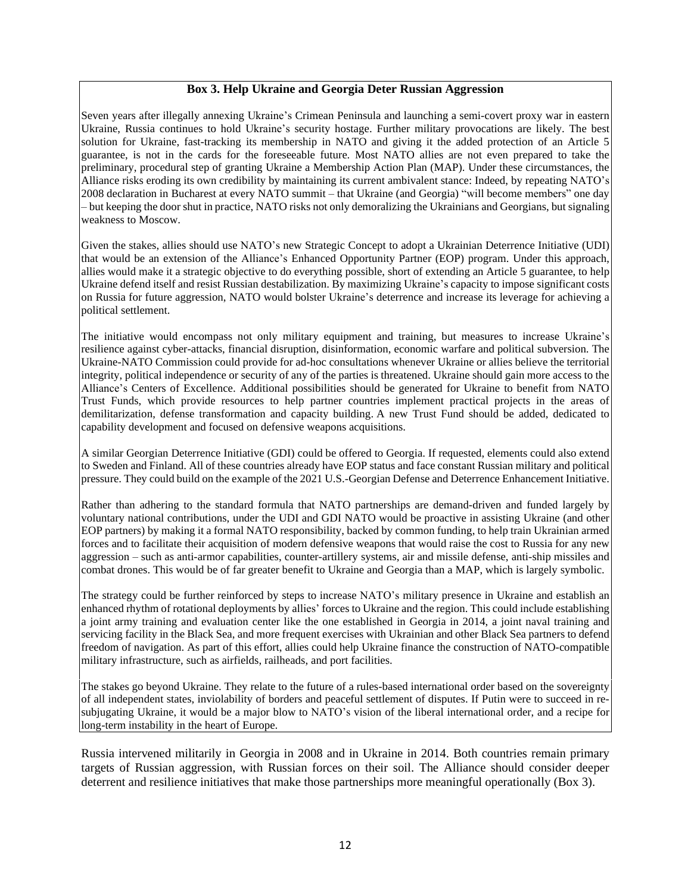### Box 3. Help Ukraine and Georgia Deter Russian Aggression

Seven years after illegally annexing Ukraine's Crimean Peninsula and launching a semi-covert proxy war in eastern Ukraine, Russia continues to hold Ukraine's security hostage. Further military provocations are likely. The best solution for Ukraine, fast-tracking its membership in NATO and giving it the added protection of an Article 5 guarantee, is not in the cards for the foreseeable future. Most NATO allies are not even prepared to take the preliminary, procedural step of granting Ukraine a Membership Action Plan (MAP). Under these circumstances, the Alliance risks eroding its own credibility by maintaining its current ambivalent stance: Indeed, by repeating NATO's 2008 declaration in Bucharest at every NATO summit – that Ukraine (and Georgia) "will become members" one day – but keeping the door shut in practice, NATO risks not only demoralizing the Ukrainians and Georgians, but signaling weakness to Moscow.

Given the stakes, allies should use NATO's new Strategic Concept to adopt a Ukrainian Deterrence Initiative (UDI) that would be an extension of the Alliance's Enhanced Opportunity Partner (EOP) program. Under this approach, allies would make it a strategic objective to do everything possible, short of extending an Article 5 guarantee, to help Ukraine defend itself and resist Russian destabilization. By maximizing Ukraine's capacity to impose significant costs on Russia for future aggression, NATO would bolster Ukraine's deterrence and increase its leverage for achieving a political settlement.

The initiative would encompass not only military equipment and training, but measures to increase Ukraine's resilience against cyber-attacks, financial disruption, disinformation, economic warfare and political subversion. The Ukraine-NATO Commission could provide for ad-hoc consultations whenever Ukraine or allies believe the territorial integrity, political independence or security of any of the parties is threatened. Ukraine should gain more access to the Alliance's Centers of Excellence. Additional possibilities should be generated for Ukraine to benefit from NATO Trust Funds, which provide resources to help partner countries implement practical projects in the areas of demilitarization, defense transformation and capacity building. A new Trust Fund should be added, dedicated to capability development and focused on defensive weapons acquisitions.

A similar Georgian Deterrence Initiative (GDI) could be offered to Georgia. If requested, elements could also extend to Sweden and Finland. All of these countries already have EOP status and face constant Russian military and political pressure. They could build on the example of the 2021 U.S.-Georgian Defense and Deterrence Enhancement Initiative.

Rather than adhering to the standard formula that NATO partnerships are demand-driven and funded largely by voluntary national contributions, under the UDI and GDI NATO would be proactive in assisting Ukraine (and other EOP partners) by making it a formal NATO responsibility, backed by common funding, to help train Ukrainian armed forces and to facilitate their acquisition of modern defensive weapons that would raise the cost to Russia for any new aggression – such as anti-armor capabilities, counter-artillery systems, air and missile defense, anti-ship missiles and combat drones. This would be of far greater benefit to Ukraine and Georgia than a MAP, which is largely symbolic.

The strategy could be further reinforced by steps to increase NATO's military presence in Ukraine and establish an enhanced rhythm of rotational deployments by allies' forces to Ukraine and the region. This could include establishing a joint army training and evaluation center like the one established in Georgia in 2014, a joint naval training and servicing facility in the Black Sea, and more frequent exercises with Ukrainian and other Black Sea partners to defend freedom of navigation. As part of this effort, allies could help Ukraine finance the construction of NATO-compatible military infrastructure, such as airfields, railheads, and port facilities.

The stakes go beyond Ukraine. They relate to the future of a rules-based international order based on the sovereignty of all independent states, inviolability of borders and peaceful settlement of disputes. If Putin were to succeed in re-subjugating Ukraine, it would be a major blow to NATO's vision of the liberal international order, and a recipe for long-term instability in the heart of Europe.

Russia intervened militarily in Georgia in 2008 and in Ukraine in 2014. Both countries remain primary targets of Russian aggression, with Russian forces on their soil. The Alliance should consider deeper deterrent and resilience initiatives that make those partnerships more meaningful operationally (Box 3).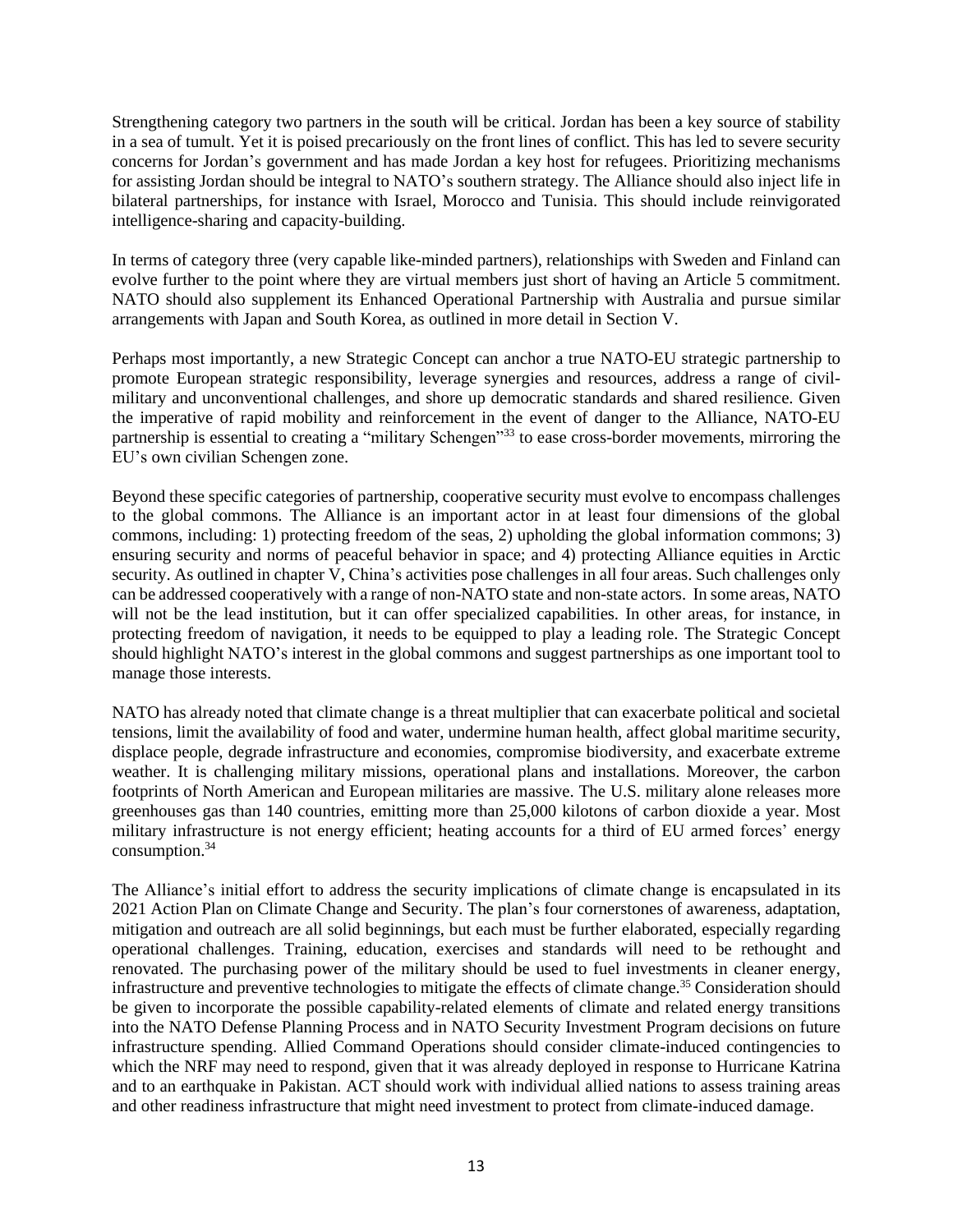Strengthening category two partners in the south will be critical. Jordan has been a key source of stability in a sea of tumult. Yet it is poised precariously on the front lines of conflict. This has led to severe security concerns for Jordan's government and has made Jordan a key host for refugees. Prioritizing mechanisms for assisting Jordan should be integral to NATO's southern strategy. The Alliance should also inject life in bilateral partnerships, for instance with Israel, Morocco and Tunisia. This should include reinvigorated intelligence-sharing and capacity-building.

In terms of category three (very capable like-minded partners), relationships with Sweden and Finland can evolve further to the point where they are virtual members just short of having an Article 5 commitment. NATO should also supplement its Enhanced Operational Partnership with Australia and pursue similar arrangements with Japan and South Korea, as outlined in more detail in Section V.

Perhaps most importantly, a new Strategic Concept can anchor a true NATO-EU strategic partnership to promote European strategic responsibility, leverage synergies and resources, address a range of civil-military and unconventional challenges, and shore up democratic standards and shared resilience. Given the imperative of rapid mobility and reinforcement in the event of danger to the Alliance, NATO-EU partnership is essential to creating a "military Schengen"[33] to ease cross-border movements, mirroring the EU's own civilian Schengen zone.

Beyond these specific categories of partnership, cooperative security must evolve to encompass challenges to the global commons. The Alliance is an important actor in at least four dimensions of the global commons, including: 1) protecting freedom of the seas, 2) upholding the global information commons; 3) ensuring security and norms of peaceful behavior in space; and 4) protecting Alliance equities in Arctic security. As outlined in chapter V, China's activities pose challenges in all four areas. Such challenges only can be addressed cooperatively with a range of non-NATO state and non-state actors. In some areas, NATO will not be the lead institution, but it can offer specialized capabilities. In other areas, for instance, in protecting freedom of navigation, it needs to be equipped to play a leading role. The Strategic Concept should highlight NATO's interest in the global commons and suggest partnerships as one important tool to manage those interests.

NATO has already noted that climate change is a threat multiplier that can exacerbate political and societal tensions, limit the availability of food and water, undermine human health, affect global maritime security, displace people, degrade infrastructure and economies, compromise biodiversity, and exacerbate extreme weather. It is challenging military missions, operational plans and installations. Moreover, the carbon footprints of North American and European militaries are massive. The U.S. military alone releases more greenhouses gas than 140 countries, emitting more than 25,000 kilotons of carbon dioxide a year. Most military infrastructure is not energy efficient; heating accounts for a third of EU armed forces' energy consumption.[34]

The Alliance's initial effort to address the security implications of climate change is encapsulated in its 2021 Action Plan on Climate Change and Security. The plan's four cornerstones of awareness, adaptation, mitigation and outreach are all solid beginnings, but each must be further elaborated, especially regarding operational challenges. Training, education, exercises and standards will need to be rethought and renovated. The purchasing power of the military should be used to fuel investments in cleaner energy, infrastructure and preventive technologies to mitigate the effects of climate change.[35] Consideration should be given to incorporate the possible capability-related elements of climate and related energy transitions into the NATO Defense Planning Process and in NATO Security Investment Program decisions on future infrastructure spending. Allied Command Operations should consider climate-induced contingencies to which the NRF may need to respond, given that it was already deployed in response to Hurricane Katrina and to an earthquake in Pakistan. ACT should work with individual allied nations to assess training areas and other readiness infrastructure that might need investment to protect from climate-induced damage.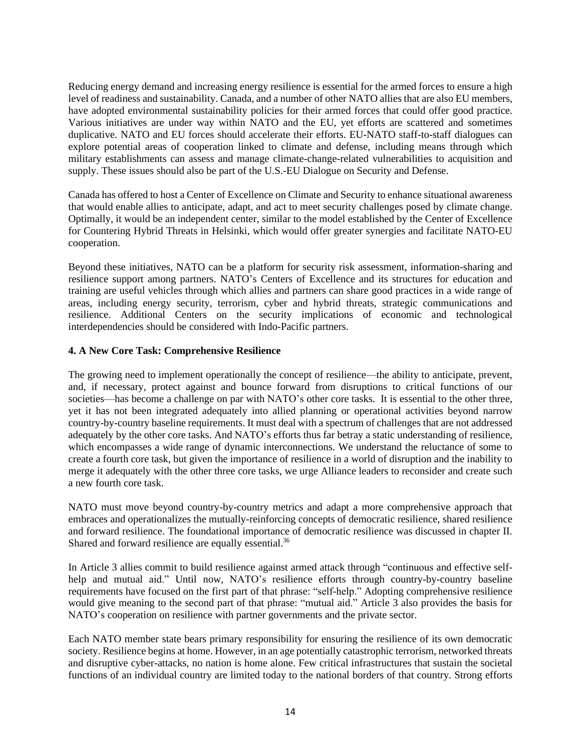Reducing energy demand and increasing energy resilience is essential for the armed forces to ensure a high level of readiness and sustainability. Canada, and a number of other NATO allies that are also EU members, have adopted environmental sustainability policies for their armed forces that could offer good practice. Various initiatives are under way within NATO and the EU, yet efforts are scattered and sometimes duplicative. NATO and EU forces should accelerate their efforts. EU-NATO staff-to-staff dialogues can explore potential areas of cooperation linked to climate and defense, including means through which military establishments can assess and manage climate-change-related vulnerabilities to acquisition and supply. These issues should also be part of the U.S.-EU Dialogue on Security and Defense.

Canada has offered to host a Center of Excellence on Climate and Security to enhance situational awareness that would enable allies to anticipate, adapt, and act to meet security challenges posed by climate change. Optimally, it would be an independent center, similar to the model established by the Center of Excellence for Countering Hybrid Threats in Helsinki, which would offer greater synergies and facilitate NATO-EU cooperation.

Beyond these initiatives, NATO can be a platform for security risk assessment, information-sharing and resilience support among partners. NATO's Centers of Excellence and its structures for education and training are useful vehicles through which allies and partners can share good practices in a wide range of areas, including energy security, terrorism, cyber and hybrid threats, strategic communications and resilience. Additional Centers on the security implications of economic and technological interdependencies should be considered with Indo-Pacific partners.

### 4. A New Core Task: Comprehensive Resilience

The growing need to implement operationally the concept of resilience—the ability to anticipate, prevent, and, if necessary, protect against and bounce forward from disruptions to critical functions of our societies—has become a challenge on par with NATO's other core tasks. It is essential to the other three, yet it has not been integrated adequately into allied planning or operational activities beyond narrow country-by-country baseline requirements. It must deal with a spectrum of challenges that are not addressed adequately by the other core tasks. And NATO's efforts thus far betray a static understanding of resilience, which encompasses a wide range of dynamic interconnections. We understand the reluctance of some to create a fourth core task, but given the importance of resilience in a world of disruption and the inability to merge it adequately with the other three core tasks, we urge Alliance leaders to reconsider and create such a new fourth core task.

NATO must move beyond country-by-country metrics and adapt a more comprehensive approach that embraces and operationalizes the mutually-reinforcing concepts of democratic resilience, shared resilience and forward resilience. The foundational importance of democratic resilience was discussed in chapter II. Shared and forward resilience are equally essential.[36]

In Article 3 allies commit to build resilience against armed attack through "continuous and effective self-help and mutual aid." Until now, NATO's resilience efforts through country-by-country baseline requirements have focused on the first part of that phrase: "self-help." Adopting comprehensive resilience would give meaning to the second part of that phrase: "mutual aid." Article 3 also provides the basis for NATO's cooperation on resilience with partner governments and the private sector.

Each NATO member state bears primary responsibility for ensuring the resilience of its own democratic society. Resilience begins at home. However, in an age potentially catastrophic terrorism, networked threats and disruptive cyber-attacks, no nation is home alone. Few critical infrastructures that sustain the societal functions of an individual country are limited today to the national borders of that country. Strong efforts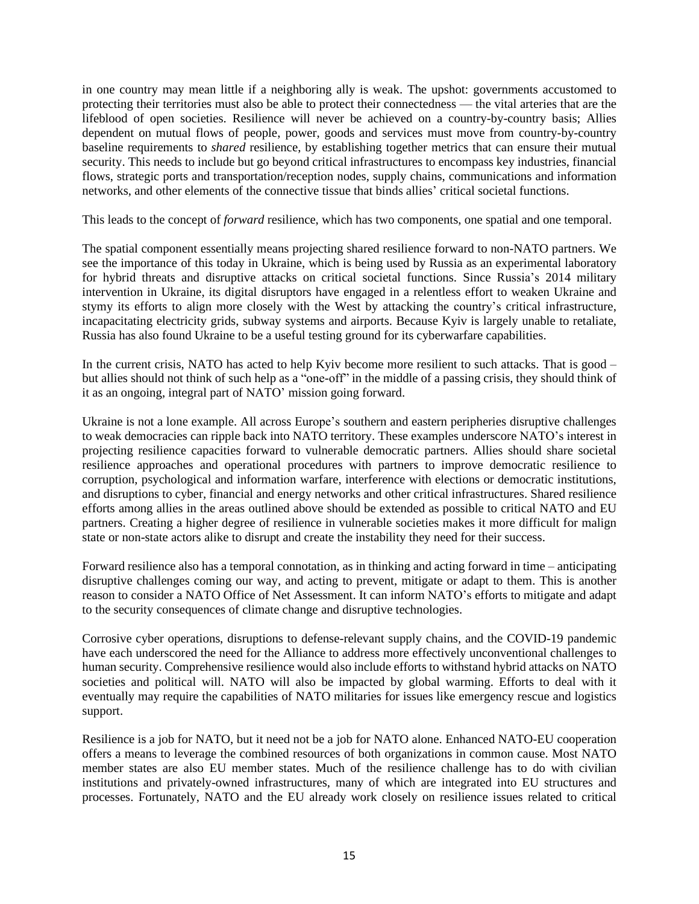in one country may mean little if a neighboring ally is weak. The upshot: governments accustomed to protecting their territories must also be able to protect their connectedness — the vital arteries that are the lifeblood of open societies. Resilience will never be achieved on a country-by-country basis; Allies dependent on mutual flows of people, power, goods and services must move from country-by-country baseline requirements to *shared* resilience, by establishing together metrics that can ensure their mutual security. This needs to include but go beyond critical infrastructures to encompass key industries, financial flows, strategic ports and transportation/reception nodes, supply chains, communications and information networks, and other elements of the connective tissue that binds allies' critical societal functions.

This leads to the concept of *forward* resilience, which has two components, one spatial and one temporal.

The spatial component essentially means projecting shared resilience forward to non-NATO partners. We see the importance of this today in Ukraine, which is being used by Russia as an experimental laboratory for hybrid threats and disruptive attacks on critical societal functions. Since Russia's 2014 military intervention in Ukraine, its digital disruptors have engaged in a relentless effort to weaken Ukraine and stymy its efforts to align more closely with the West by attacking the country's critical infrastructure, incapacitating electricity grids, subway systems and airports. Because Kyiv is largely unable to retaliate, Russia has also found Ukraine to be a useful testing ground for its cyberwarfare capabilities.

In the current crisis, NATO has acted to help Kyiv become more resilient to such attacks. That is good – but allies should not think of such help as a "one-off" in the middle of a passing crisis, they should think of it as an ongoing, integral part of NATO' mission going forward.

Ukraine is not a lone example. All across Europe's southern and eastern peripheries disruptive challenges to weak democracies can ripple back into NATO territory. These examples underscore NATO's interest in projecting resilience capacities forward to vulnerable democratic partners. Allies should share societal resilience approaches and operational procedures with partners to improve democratic resilience to corruption, psychological and information warfare, interference with elections or democratic institutions, and disruptions to cyber, financial and energy networks and other critical infrastructures. Shared resilience efforts among allies in the areas outlined above should be extended as possible to critical NATO and EU partners. Creating a higher degree of resilience in vulnerable societies makes it more difficult for malign state or non-state actors alike to disrupt and create the instability they need for their success.

Forward resilience also has a temporal connotation, as in thinking and acting forward in time – anticipating disruptive challenges coming our way, and acting to prevent, mitigate or adapt to them. This is another reason to consider a NATO Office of Net Assessment. It can inform NATO's efforts to mitigate and adapt to the security consequences of climate change and disruptive technologies.

Corrosive cyber operations, disruptions to defense-relevant supply chains, and the COVID-19 pandemic have each underscored the need for the Alliance to address more effectively unconventional challenges to human security. Comprehensive resilience would also include efforts to withstand hybrid attacks on NATO societies and political will. NATO will also be impacted by global warming. Efforts to deal with it eventually may require the capabilities of NATO militaries for issues like emergency rescue and logistics support.

Resilience is a job for NATO, but it need not be a job for NATO alone. Enhanced NATO-EU cooperation offers a means to leverage the combined resources of both organizations in common cause. Most NATO member states are also EU member states. Much of the resilience challenge has to do with civilian institutions and privately-owned infrastructures, many of which are integrated into EU structures and processes. Fortunately, NATO and the EU already work closely on resilience issues related to critical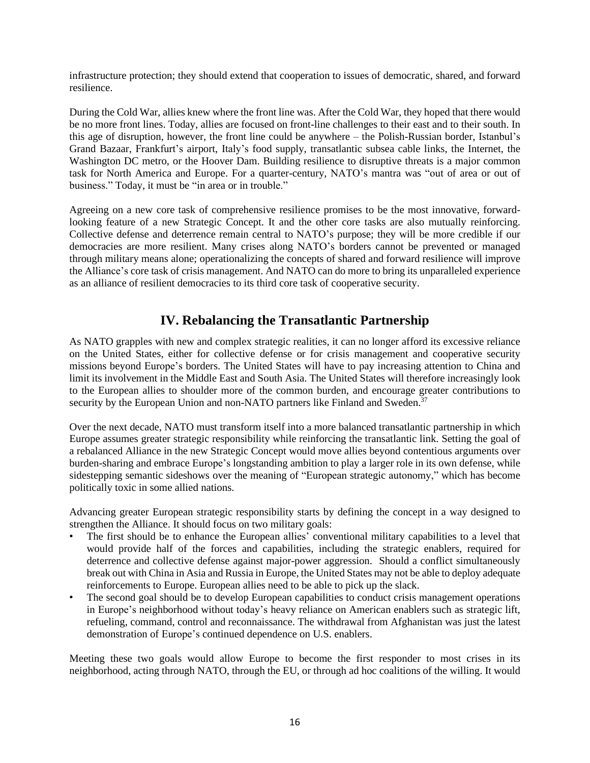infrastructure protection; they should extend that cooperation to issues of democratic, shared, and forward resilience.

During the Cold War, allies knew where the front line was. After the Cold War, they hoped that there would be no more front lines. Today, allies are focused on front-line challenges to their east and to their south. In this age of disruption, however, the front line could be anywhere – the Polish-Russian border, Istanbul's Grand Bazaar, Frankfurt's airport, Italy's food supply, transatlantic subsea cable links, the Internet, the Washington DC metro, or the Hoover Dam. Building resilience to disruptive threats is a major common task for North America and Europe. For a quarter-century, NATO's mantra was "out of area or out of business." Today, it must be "in area or in trouble."

Agreeing on a new core task of comprehensive resilience promises to be the most innovative, forward-looking feature of a new Strategic Concept. It and the other core tasks are also mutually reinforcing. Collective defense and deterrence remain central to NATO's purpose; they will be more credible if our democracies are more resilient. Many crises along NATO's borders cannot be prevented or managed through military means alone; operationalizing the concepts of shared and forward resilience will improve the Alliance's core task of crisis management. And NATO can do more to bring its unparalleled experience as an alliance of resilient democracies to its third core task of cooperative security.

## IV. Rebalancing the Transatlantic Partnership

As NATO grapples with new and complex strategic realities, it can no longer afford its excessive reliance on the United States, either for collective defense or for crisis management and cooperative security missions beyond Europe's borders. The United States will have to pay increasing attention to China and limit its involvement in the Middle East and South Asia. The United States will therefore increasingly look to the European allies to shoulder more of the common burden, and encourage greater contributions to security by the European Union and non-NATO partners like Finland and Sweden.[37]

Over the next decade, NATO must transform itself into a more balanced transatlantic partnership in which Europe assumes greater strategic responsibility while reinforcing the transatlantic link. Setting the goal of a rebalanced Alliance in the new Strategic Concept would move allies beyond contentious arguments over burden-sharing and embrace Europe's longstanding ambition to play a larger role in its own defense, while sidestepping semantic sideshows over the meaning of "European strategic autonomy," which has become politically toxic in some allied nations.

Advancing greater European strategic responsibility starts by defining the concept in a way designed to strengthen the Alliance. It should focus on two military goals:

- The first should be to enhance the European allies' conventional military capabilities to a level that would provide half of the forces and capabilities, including the strategic enablers, required for deterrence and collective defense against major-power aggression. Should a conflict simultaneously break out with China in Asia and Russia in Europe, the United States may not be able to deploy adequate reinforcements to Europe. European allies need to be able to pick up the slack.
- The second goal should be to develop European capabilities to conduct crisis management operations in Europe's neighborhood without today's heavy reliance on American enablers such as strategic lift, refueling, command, control and reconnaissance. The withdrawal from Afghanistan was just the latest demonstration of Europe's continued dependence on U.S. enablers.

Meeting these two goals would allow Europe to become the first responder to most crises in its neighborhood, acting through NATO, through the EU, or through ad hoc coalitions of the willing. It would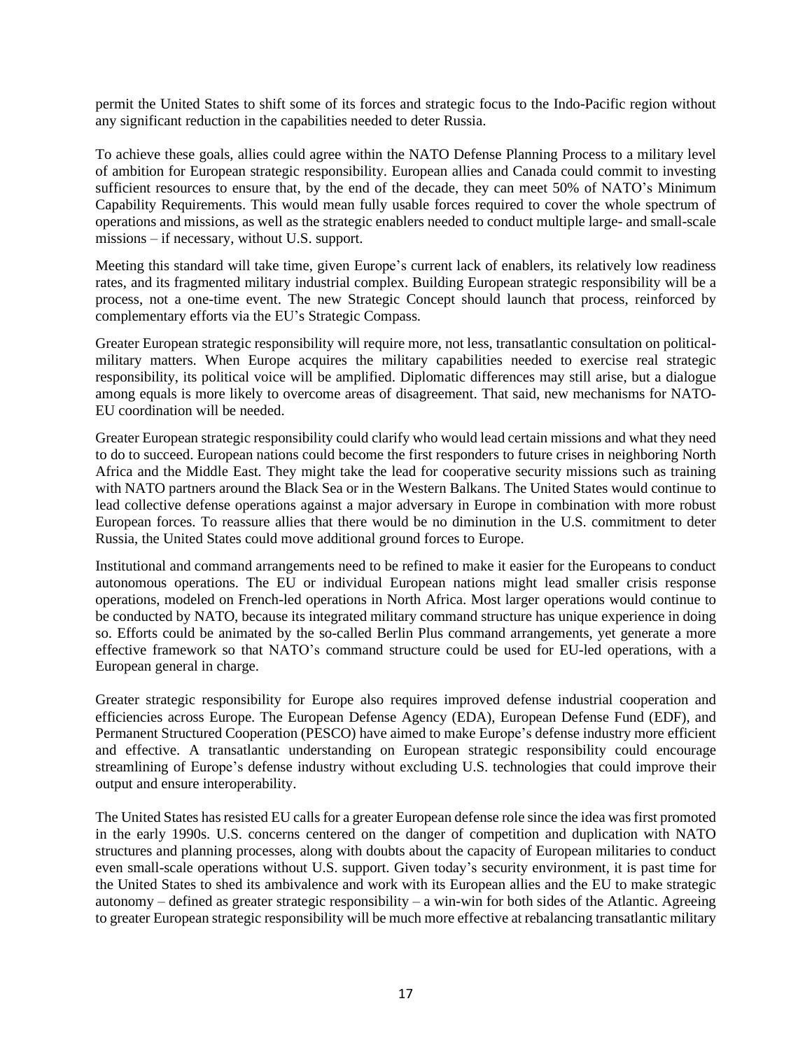permit the United States to shift some of its forces and strategic focus to the Indo-Pacific region without any significant reduction in the capabilities needed to deter Russia.

To achieve these goals, allies could agree within the NATO Defense Planning Process to a military level of ambition for European strategic responsibility. European allies and Canada could commit to investing sufficient resources to ensure that, by the end of the decade, they can meet 50% of NATO's Minimum Capability Requirements. This would mean fully usable forces required to cover the whole spectrum of operations and missions, as well as the strategic enablers needed to conduct multiple large- and small-scale missions – if necessary, without U.S. support.

Meeting this standard will take time, given Europe's current lack of enablers, its relatively low readiness rates, and its fragmented military industrial complex. Building European strategic responsibility will be a process, not a one-time event. The new Strategic Concept should launch that process, reinforced by complementary efforts via the EU's Strategic Compass.

Greater European strategic responsibility will require more, not less, transatlantic consultation on political-military matters. When Europe acquires the military capabilities needed to exercise real strategic responsibility, its political voice will be amplified. Diplomatic differences may still arise, but a dialogue among equals is more likely to overcome areas of disagreement. That said, new mechanisms for NATO-EU coordination will be needed.

Greater European strategic responsibility could clarify who would lead certain missions and what they need to do to succeed. European nations could become the first responders to future crises in neighboring North Africa and the Middle East. They might take the lead for cooperative security missions such as training with NATO partners around the Black Sea or in the Western Balkans. The United States would continue to lead collective defense operations against a major adversary in Europe in combination with more robust European forces. To reassure allies that there would be no diminution in the U.S. commitment to deter Russia, the United States could move additional ground forces to Europe.

Institutional and command arrangements need to be refined to make it easier for the Europeans to conduct autonomous operations. The EU or individual European nations might lead smaller crisis response operations, modeled on French-led operations in North Africa. Most larger operations would continue to be conducted by NATO, because its integrated military command structure has unique experience in doing so. Efforts could be animated by the so-called Berlin Plus command arrangements, yet generate a more effective framework so that NATO's command structure could be used for EU-led operations, with a European general in charge.

Greater strategic responsibility for Europe also requires improved defense industrial cooperation and efficiencies across Europe. The European Defense Agency (EDA), European Defense Fund (EDF), and Permanent Structured Cooperation (PESCO) have aimed to make Europe's defense industry more efficient and effective. A transatlantic understanding on European strategic responsibility could encourage streamlining of Europe's defense industry without excluding U.S. technologies that could improve their output and ensure interoperability.

The United States has resisted EU calls for a greater European defense role since the idea was first promoted in the early 1990s. U.S. concerns centered on the danger of competition and duplication with NATO structures and planning processes, along with doubts about the capacity of European militaries to conduct even small-scale operations without U.S. support. Given today's security environment, it is past time for the United States to shed its ambivalence and work with its European allies and the EU to make strategic autonomy – defined as greater strategic responsibility – a win-win for both sides of the Atlantic. Agreeing to greater European strategic responsibility will be much more effective at rebalancing transatlantic military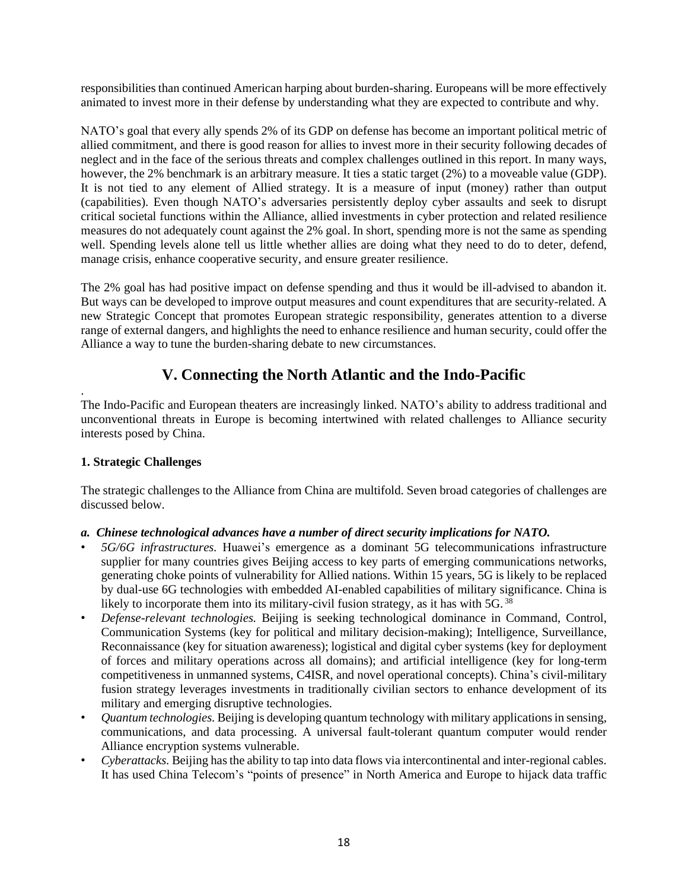responsibilities than continued American harping about burden-sharing. Europeans will be more effectively animated to invest more in their defense by understanding what they are expected to contribute and why.

NATO's goal that every ally spends 2% of its GDP on defense has become an important political metric of allied commitment, and there is good reason for allies to invest more in their security following decades of neglect and in the face of the serious threats and complex challenges outlined in this report. In many ways, however, the 2% benchmark is an arbitrary measure. It ties a static target (2%) to a moveable value (GDP). It is not tied to any element of Allied strategy. It is a measure of input (money) rather than output (capabilities). Even though NATO's adversaries persistently deploy cyber assaults and seek to disrupt critical societal functions within the Alliance, allied investments in cyber protection and related resilience measures do not adequately count against the 2% goal. In short, spending more is not the same as spending well. Spending levels alone tell us little whether allies are doing what they need to do to deter, defend, manage crisis, enhance cooperative security, and ensure greater resilience.

The 2% goal has had positive impact on defense spending and thus it would be ill-advised to abandon it. But ways can be developed to improve output measures and count expenditures that are security-related. A new Strategic Concept that promotes European strategic responsibility, generates attention to a diverse range of external dangers, and highlights the need to enhance resilience and human security, could offer the Alliance a way to tune the burden-sharing debate to new circumstances.

## V. Connecting the North Atlantic and the Indo-Pacific

The Indo-Pacific and European theaters are increasingly linked. NATO's ability to address traditional and unconventional threats in Europe is becoming intertwined with related challenges to Alliance security interests posed by China.

### 1. Strategic Challenges

The strategic challenges to the Alliance from China are multifold. Seven broad categories of challenges are discussed below.

#### *a. Chinese technological advances have a number of direct security implications for NATO.*

- *5G/6G infrastructures.* Huawei's emergence as a dominant 5G telecommunications infrastructure supplier for many countries gives Beijing access to key parts of emerging communications networks, generating choke points of vulnerability for Allied nations. Within 15 years, 5G is likely to be replaced by dual-use 6G technologies with embedded AI-enabled capabilities of military significance. China is likely to incorporate them into its military-civil fusion strategy, as it has with 5G.[38]
- *Defense-relevant technologies.* Beijing is seeking technological dominance in Command, Control, Communication Systems (key for political and military decision-making); Intelligence, Surveillance, Reconnaissance (key for situation awareness); logistical and digital cyber systems (key for deployment of forces and military operations across all domains); and artificial intelligence (key for long-term competitiveness in unmanned systems, C4ISR, and novel operational concepts). China's civil-military fusion strategy leverages investments in traditionally civilian sectors to enhance development of its military and emerging disruptive technologies.
- *Quantum technologies.* Beijing is developing quantum technology with military applications in sensing, communications, and data processing. A universal fault-tolerant quantum computer would render Alliance encryption systems vulnerable.
- *Cyberattacks.* Beijing has the ability to tap into data flows via intercontinental and inter-regional cables. It has used China Telecom's "points of presence" in North America and Europe to hijack data traffic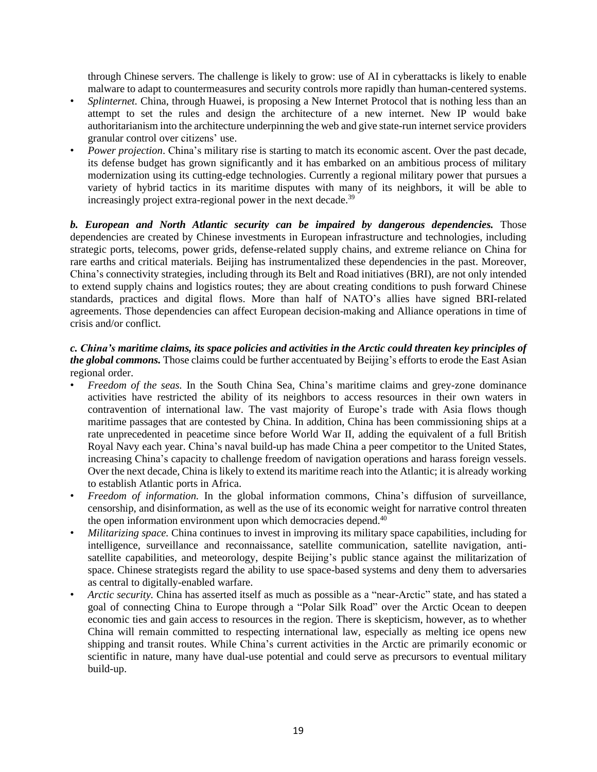through Chinese servers. The challenge is likely to grow: use of AI in cyberattacks is likely to enable malware to adapt to countermeasures and security controls more rapidly than human-centered systems.

- *Splinternet.* China, through Huawei, is proposing a New Internet Protocol that is nothing less than an attempt to set the rules and design the architecture of a new internet. New IP would bake authoritarianism into the architecture underpinning the web and give state-run internet service providers granular control over citizens' use.
- *Power projection*. China's military rise is starting to match its economic ascent. Over the past decade, its defense budget has grown significantly and it has embarked on an ambitious process of military modernization using its cutting-edge technologies. Currently a regional military power that pursues a variety of hybrid tactics in its maritime disputes with many of its neighbors, it will be able to increasingly project extra-regional power in the next decade.[39]

***b. European and North Atlantic security can be impaired by dangerous dependencies.*** Those dependencies are created by Chinese investments in European infrastructure and technologies, including strategic ports, telecoms, power grids, defense-related supply chains, and extreme reliance on China for rare earths and critical materials. Beijing has instrumentalized these dependencies in the past. Moreover, China's connectivity strategies, including through its Belt and Road initiatives (BRI), are not only intended to extend supply chains and logistics routes; they are about creating conditions to push forward Chinese standards, practices and digital flows. More than half of NATO's allies have signed BRI-related agreements. Those dependencies can affect European decision-making and Alliance operations in time of crisis and/or conflict.

***c. China's maritime claims, its space policies and activities in the Arctic could threaten key principles of the global commons.*** Those claims could be further accentuated by Beijing's efforts to erode the East Asian regional order.

- *Freedom of the seas.* In the South China Sea, China's maritime claims and grey-zone dominance activities have restricted the ability of its neighbors to access resources in their own waters in contravention of international law. The vast majority of Europe's trade with Asia flows though maritime passages that are contested by China. In addition, China has been commissioning ships at a rate unprecedented in peacetime since before World War II, adding the equivalent of a full British Royal Navy each year. China's naval build-up has made China a peer competitor to the United States, increasing China's capacity to challenge freedom of navigation operations and harass foreign vessels. Over the next decade, China is likely to extend its maritime reach into the Atlantic; it is already working to establish Atlantic ports in Africa.
- *Freedom of information.* In the global information commons, China's diffusion of surveillance, censorship, and disinformation, as well as the use of its economic weight for narrative control threaten the open information environment upon which democracies depend.[40]
- *Militarizing space.* China continues to invest in improving its military space capabilities, including for intelligence, surveillance and reconnaissance, satellite communication, satellite navigation, anti-satellite capabilities, and meteorology, despite Beijing's public stance against the militarization of space. Chinese strategists regard the ability to use space-based systems and deny them to adversaries as central to digitally-enabled warfare.
- *Arctic security.* China has asserted itself as much as possible as a "near-Arctic" state, and has stated a goal of connecting China to Europe through a "Polar Silk Road" over the Arctic Ocean to deepen economic ties and gain access to resources in the region. There is skepticism, however, as to whether China will remain committed to respecting international law, especially as melting ice opens new shipping and transit routes. While China's current activities in the Arctic are primarily economic or scientific in nature, many have dual-use potential and could serve as precursors to eventual military build-up.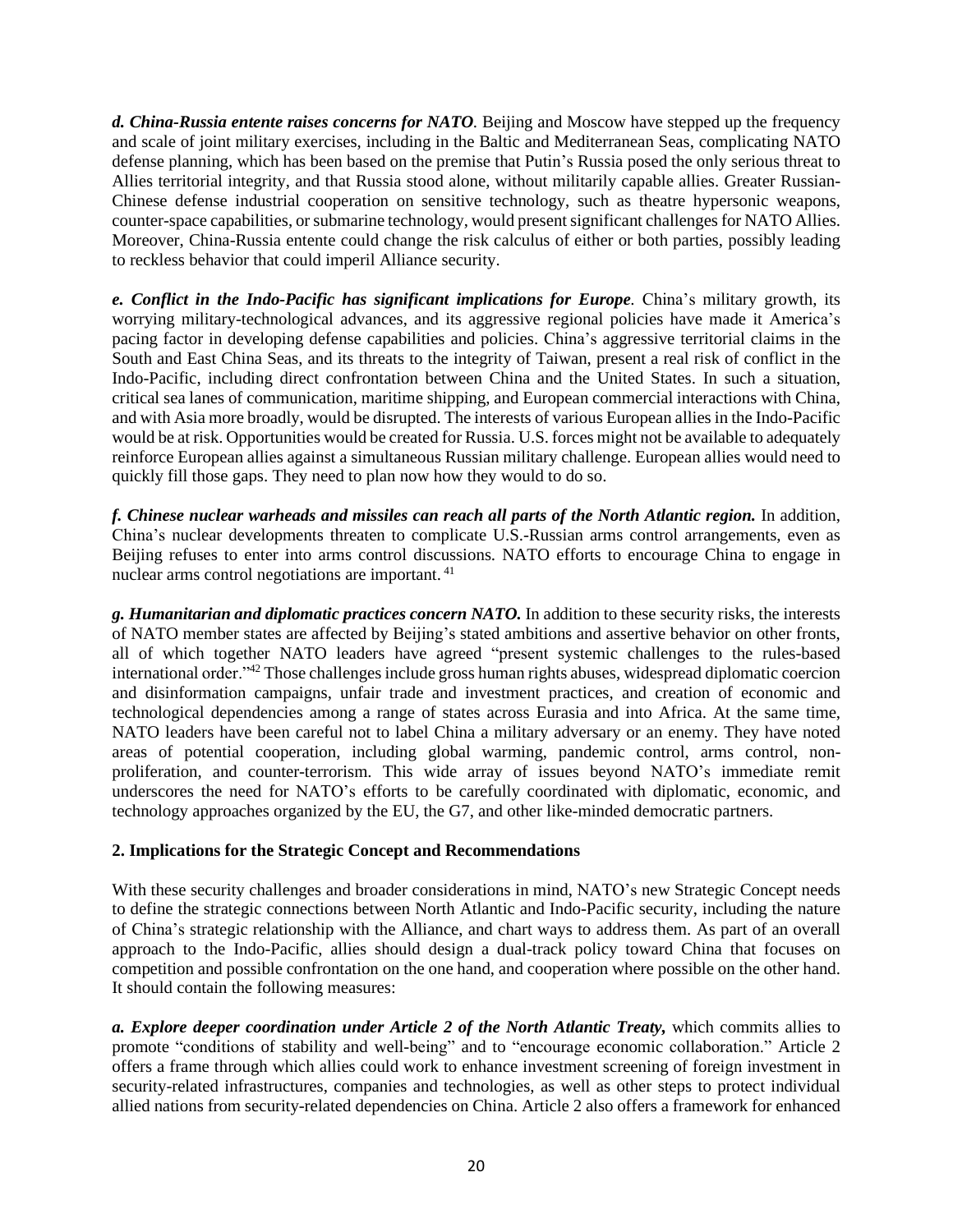***d. China-Russia entente raises concerns for NATO***. Beijing and Moscow have stepped up the frequency and scale of joint military exercises, including in the Baltic and Mediterranean Seas, complicating NATO defense planning, which has been based on the premise that Putin's Russia posed the only serious threat to Allies territorial integrity, and that Russia stood alone, without militarily capable allies. Greater Russian-Chinese defense industrial cooperation on sensitive technology, such as theatre hypersonic weapons, counter-space capabilities, or submarine technology, would present significant challenges for NATO Allies. Moreover, China-Russia entente could change the risk calculus of either or both parties, possibly leading to reckless behavior that could imperil Alliance security.

***e. Conflict in the Indo-Pacific has significant implications for Europe***. China's military growth, its worrying military-technological advances, and its aggressive regional policies have made it America's pacing factor in developing defense capabilities and policies. China's aggressive territorial claims in the South and East China Seas, and its threats to the integrity of Taiwan, present a real risk of conflict in the Indo-Pacific, including direct confrontation between China and the United States. In such a situation, critical sea lanes of communication, maritime shipping, and European commercial interactions with China, and with Asia more broadly, would be disrupted. The interests of various European allies in the Indo-Pacific would be at risk. Opportunities would be created for Russia. U.S. forces might not be available to adequately reinforce European allies against a simultaneous Russian military challenge. European allies would need to quickly fill those gaps. They need to plan now how they would to do so.

***f. Chinese nuclear warheads and missiles can reach all parts of the North Atlantic region.*** In addition, China's nuclear developments threaten to complicate U.S.-Russian arms control arrangements, even as Beijing refuses to enter into arms control discussions. NATO efforts to encourage China to engage in nuclear arms control negotiations are important. [41]

***g. Humanitarian and diplomatic practices concern NATO.*** In addition to these security risks, the interests of NATO member states are affected by Beijing's stated ambitions and assertive behavior on other fronts, all of which together NATO leaders have agreed "present systemic challenges to the rules-based international order."[42] Those challenges include gross human rights abuses, widespread diplomatic coercion and disinformation campaigns, unfair trade and investment practices, and creation of economic and technological dependencies among a range of states across Eurasia and into Africa. At the same time, NATO leaders have been careful not to label China a military adversary or an enemy. They have noted areas of potential cooperation, including global warming, pandemic control, arms control, non-proliferation, and counter-terrorism. This wide array of issues beyond NATO's immediate remit underscores the need for NATO's efforts to be carefully coordinated with diplomatic, economic, and technology approaches organized by the EU, the G7, and other like-minded democratic partners.

## 2. Implications for the Strategic Concept and Recommendations

With these security challenges and broader considerations in mind, NATO's new Strategic Concept needs to define the strategic connections between North Atlantic and Indo-Pacific security, including the nature of China's strategic relationship with the Alliance, and chart ways to address them. As part of an overall approach to the Indo-Pacific, allies should design a dual-track policy toward China that focuses on competition and possible confrontation on the one hand, and cooperation where possible on the other hand. It should contain the following measures:

***a. Explore deeper coordination under Article 2 of the North Atlantic Treaty,*** which commits allies to promote "conditions of stability and well-being" and to "encourage economic collaboration." Article 2 offers a frame through which allies could work to enhance investment screening of foreign investment in security-related infrastructures, companies and technologies, as well as other steps to protect individual allied nations from security-related dependencies on China. Article 2 also offers a framework for enhanced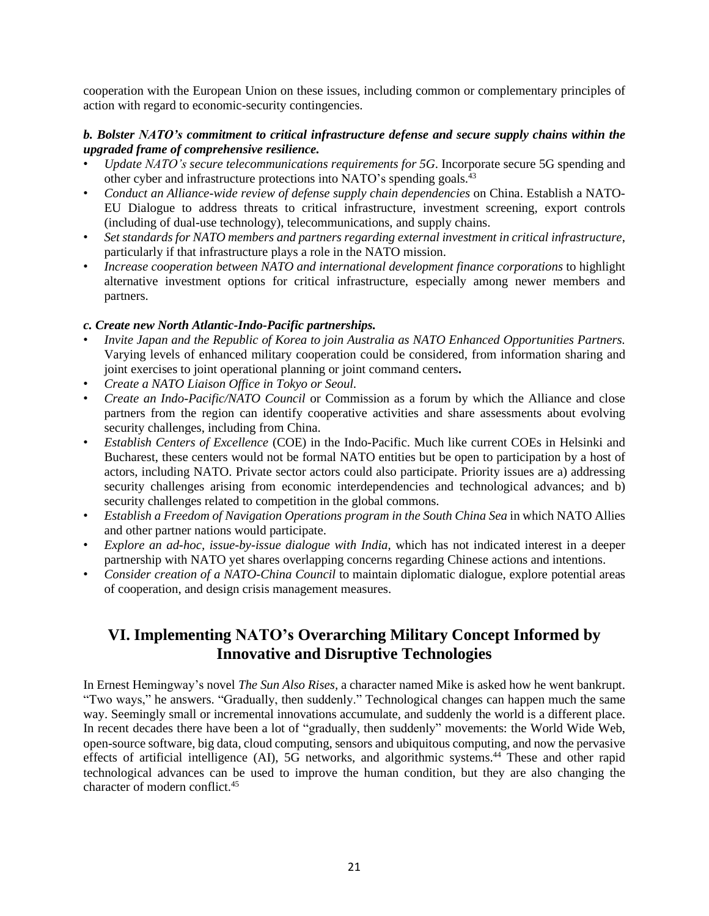cooperation with the European Union on these issues, including common or complementary principles of action with regard to economic-security contingencies.

***b. Bolster NATO's commitment to critical infrastructure defense and secure supply chains within the upgraded frame of comprehensive resilience.***

- *Update NATO's secure telecommunications requirements for 5G*. Incorporate secure 5G spending and other cyber and infrastructure protections into NATO's spending goals.[43]
- *Conduct an Alliance-wide review of defense supply chain dependencies* on China. Establish a NATO-EU Dialogue to address threats to critical infrastructure, investment screening, export controls (including of dual-use technology), telecommunications, and supply chains.
- *Set standards for NATO members and partners regarding external investment in critical infrastructure*, particularly if that infrastructure plays a role in the NATO mission.
- *Increase cooperation between NATO and international development finance corporations* to highlight alternative investment options for critical infrastructure, especially among newer members and partners.

***c. Create new North Atlantic-Indo-Pacific partnerships.***

- *Invite Japan and the Republic of Korea to join Australia as NATO Enhanced Opportunities Partners.* Varying levels of enhanced military cooperation could be considered, from information sharing and joint exercises to joint operational planning or joint command centers**.**
- *Create a NATO Liaison Office in Tokyo or Seoul.*
- *Create an Indo-Pacific/NATO Council* or Commission as a forum by which the Alliance and close partners from the region can identify cooperative activities and share assessments about evolving security challenges, including from China.
- *Establish Centers of Excellence* (COE) in the Indo-Pacific. Much like current COEs in Helsinki and Bucharest, these centers would not be formal NATO entities but be open to participation by a host of actors, including NATO. Private sector actors could also participate. Priority issues are a) addressing security challenges arising from economic interdependencies and technological advances; and b) security challenges related to competition in the global commons.
- *Establish a Freedom of Navigation Operations program in the South China Sea* in which NATO Allies and other partner nations would participate.
- *Explore an ad-hoc, issue-by-issue dialogue with India,* which has not indicated interest in a deeper partnership with NATO yet shares overlapping concerns regarding Chinese actions and intentions.
- *Consider creation of a NATO-China Council* to maintain diplomatic dialogue, explore potential areas of cooperation, and design crisis management measures.

## VI. Implementing NATO's Overarching Military Concept Informed by Innovative and Disruptive Technologies

In Ernest Hemingway's novel *The Sun Also Rises*, a character named Mike is asked how he went bankrupt. "Two ways," he answers. "Gradually, then suddenly." Technological changes can happen much the same way. Seemingly small or incremental innovations accumulate, and suddenly the world is a different place. In recent decades there have been a lot of "gradually, then suddenly" movements: the World Wide Web, open-source software, big data, cloud computing, sensors and ubiquitous computing, and now the pervasive effects of artificial intelligence (AI), 5G networks, and algorithmic systems.[44] These and other rapid technological advances can be used to improve the human condition, but they are also changing the character of modern conflict.[45]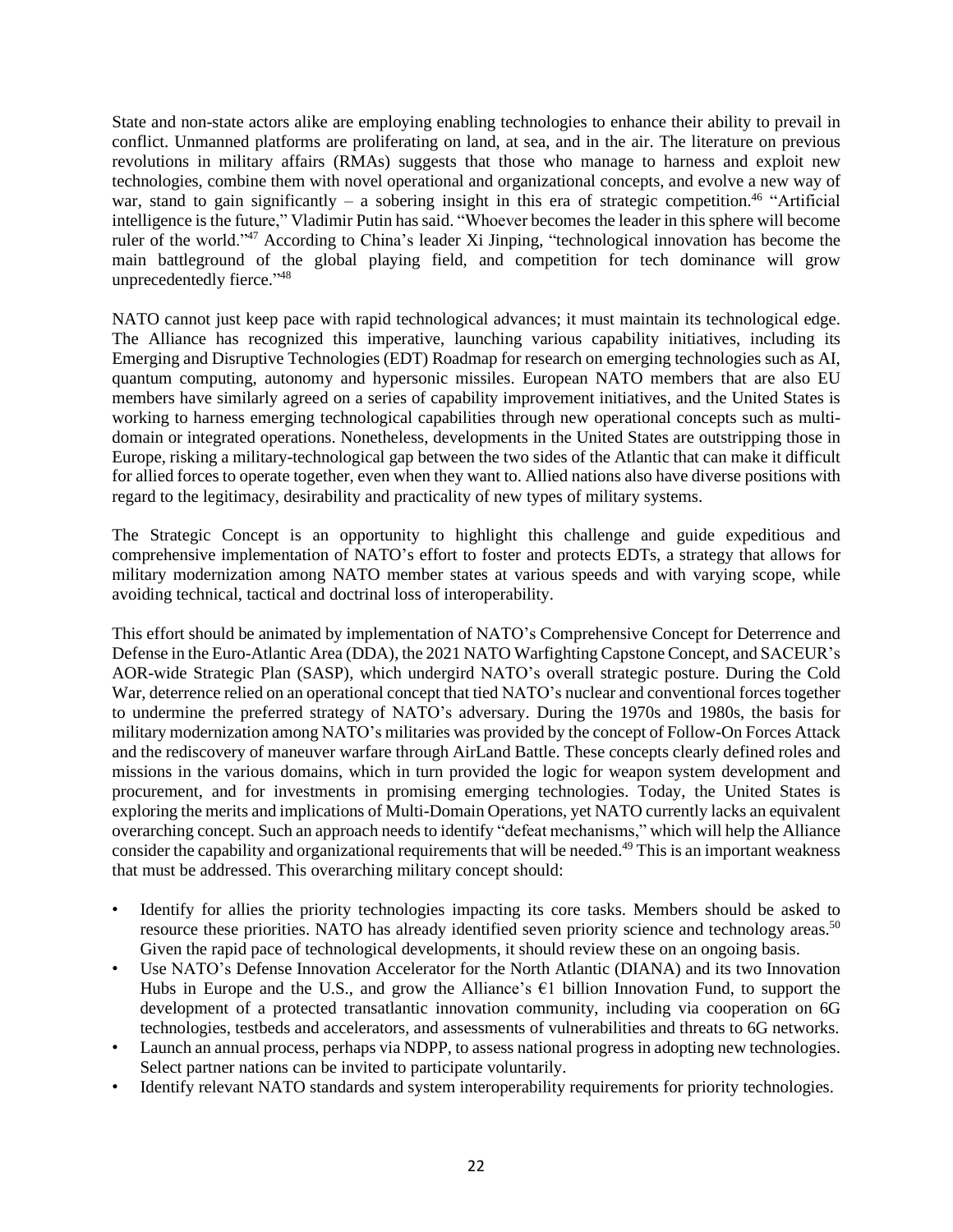State and non-state actors alike are employing enabling technologies to enhance their ability to prevail in conflict. Unmanned platforms are proliferating on land, at sea, and in the air. The literature on previous revolutions in military affairs (RMAs) suggests that those who manage to harness and exploit new technologies, combine them with novel operational and organizational concepts, and evolve a new way of war, stand to gain significantly – a sobering insight in this era of strategic competition.[46] "Artificial intelligence is the future," Vladimir Putin has said. "Whoever becomes the leader in this sphere will become ruler of the world."[47] According to China's leader Xi Jinping, "technological innovation has become the main battleground of the global playing field, and competition for tech dominance will grow unprecedentedly fierce."[48]

NATO cannot just keep pace with rapid technological advances; it must maintain its technological edge. The Alliance has recognized this imperative, launching various capability initiatives, including its Emerging and Disruptive Technologies (EDT) Roadmap for research on emerging technologies such as AI, quantum computing, autonomy and hypersonic missiles. European NATO members that are also EU members have similarly agreed on a series of capability improvement initiatives, and the United States is working to harness emerging technological capabilities through new operational concepts such as multi-domain or integrated operations. Nonetheless, developments in the United States are outstripping those in Europe, risking a military-technological gap between the two sides of the Atlantic that can make it difficult for allied forces to operate together, even when they want to. Allied nations also have diverse positions with regard to the legitimacy, desirability and practicality of new types of military systems.

The Strategic Concept is an opportunity to highlight this challenge and guide expeditious and comprehensive implementation of NATO's effort to foster and protects EDTs, a strategy that allows for military modernization among NATO member states at various speeds and with varying scope, while avoiding technical, tactical and doctrinal loss of interoperability.

This effort should be animated by implementation of NATO's Comprehensive Concept for Deterrence and Defense in the Euro-Atlantic Area (DDA), the 2021 NATO Warfighting Capstone Concept, and SACEUR's AOR-wide Strategic Plan (SASP), which undergird NATO's overall strategic posture. During the Cold War, deterrence relied on an operational concept that tied NATO's nuclear and conventional forces together to undermine the preferred strategy of NATO's adversary. During the 1970s and 1980s, the basis for military modernization among NATO's militaries was provided by the concept of Follow-On Forces Attack and the rediscovery of maneuver warfare through AirLand Battle. These concepts clearly defined roles and missions in the various domains, which in turn provided the logic for weapon system development and procurement, and for investments in promising emerging technologies. Today, the United States is exploring the merits and implications of Multi-Domain Operations, yet NATO currently lacks an equivalent overarching concept. Such an approach needs to identify "defeat mechanisms," which will help the Alliance consider the capability and organizational requirements that will be needed.[49] This is an important weakness that must be addressed. This overarching military concept should:

- Identify for allies the priority technologies impacting its core tasks. Members should be asked to resource these priorities. NATO has already identified seven priority science and technology areas.[50] Given the rapid pace of technological developments, it should review these on an ongoing basis.
- Use NATO's Defense Innovation Accelerator for the North Atlantic (DIANA) and its two Innovation Hubs in Europe and the U.S., and grow the Alliance's €1 billion Innovation Fund, to support the development of a protected transatlantic innovation community, including via cooperation on 6G technologies, testbeds and accelerators, and assessments of vulnerabilities and threats to 6G networks.
- Launch an annual process, perhaps via NDPP, to assess national progress in adopting new technologies. Select partner nations can be invited to participate voluntarily.
- Identify relevant NATO standards and system interoperability requirements for priority technologies.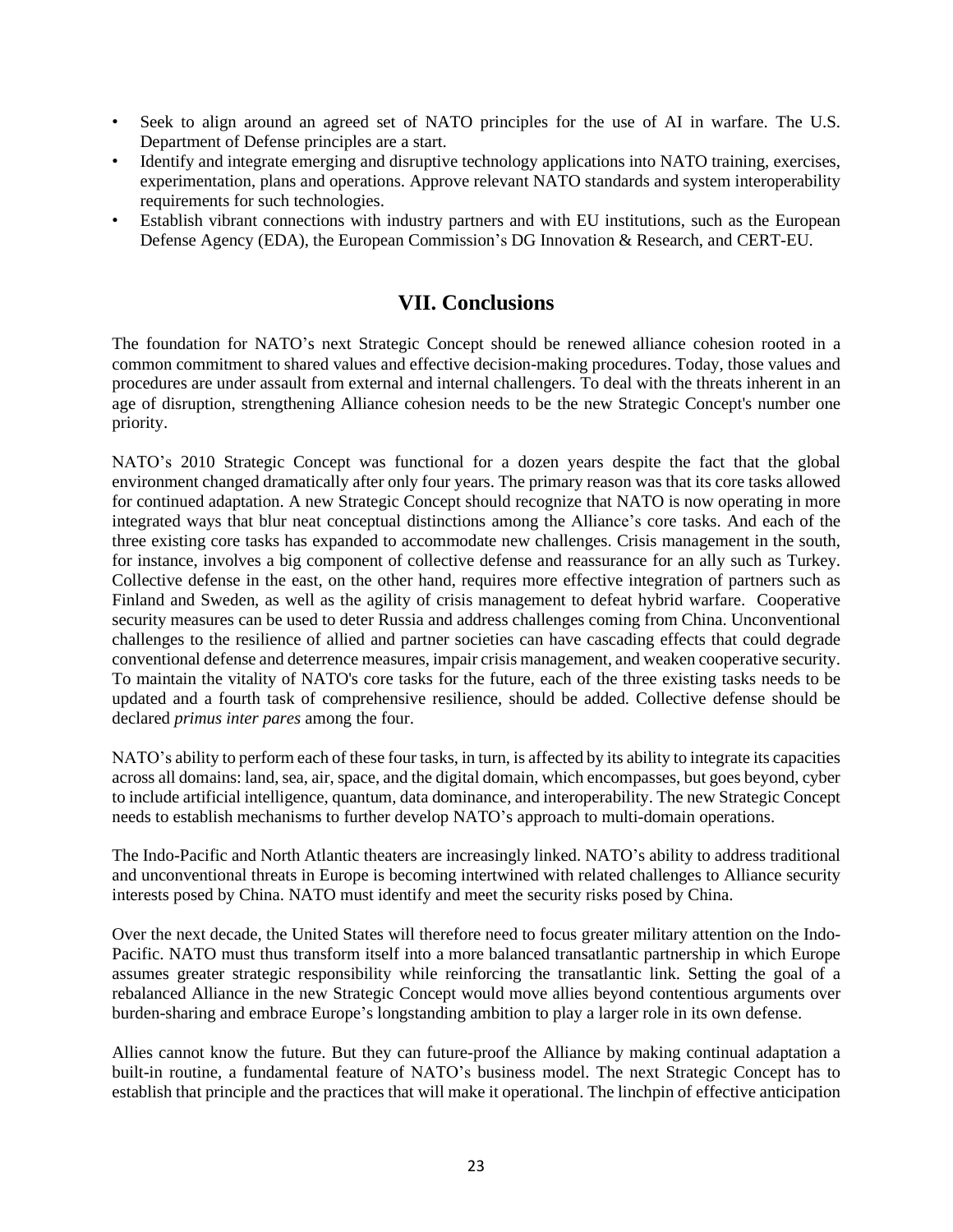- Seek to align around an agreed set of NATO principles for the use of AI in warfare. The U.S. Department of Defense principles are a start.
- Identify and integrate emerging and disruptive technology applications into NATO training, exercises, experimentation, plans and operations. Approve relevant NATO standards and system interoperability requirements for such technologies.
- Establish vibrant connections with industry partners and with EU institutions, such as the European Defense Agency (EDA), the European Commission's DG Innovation & Research, and CERT-EU.

## VII. Conclusions

The foundation for NATO's next Strategic Concept should be renewed alliance cohesion rooted in a common commitment to shared values and effective decision-making procedures. Today, those values and procedures are under assault from external and internal challengers. To deal with the threats inherent in an age of disruption, strengthening Alliance cohesion needs to be the new Strategic Concept's number one priority.

NATO's 2010 Strategic Concept was functional for a dozen years despite the fact that the global environment changed dramatically after only four years. The primary reason was that its core tasks allowed for continued adaptation. A new Strategic Concept should recognize that NATO is now operating in more integrated ways that blur neat conceptual distinctions among the Alliance's core tasks. And each of the three existing core tasks has expanded to accommodate new challenges. Crisis management in the south, for instance, involves a big component of collective defense and reassurance for an ally such as Turkey. Collective defense in the east, on the other hand, requires more effective integration of partners such as Finland and Sweden, as well as the agility of crisis management to defeat hybrid warfare. Cooperative security measures can be used to deter Russia and address challenges coming from China. Unconventional challenges to the resilience of allied and partner societies can have cascading effects that could degrade conventional defense and deterrence measures, impair crisis management, and weaken cooperative security. To maintain the vitality of NATO's core tasks for the future, each of the three existing tasks needs to be updated and a fourth task of comprehensive resilience, should be added. Collective defense should be declared *primus inter pares* among the four.

NATO's ability to perform each of these four tasks, in turn, is affected by its ability to integrate its capacities across all domains: land, sea, air, space, and the digital domain, which encompasses, but goes beyond, cyber to include artificial intelligence, quantum, data dominance, and interoperability. The new Strategic Concept needs to establish mechanisms to further develop NATO's approach to multi-domain operations.

The Indo-Pacific and North Atlantic theaters are increasingly linked. NATO's ability to address traditional and unconventional threats in Europe is becoming intertwined with related challenges to Alliance security interests posed by China. NATO must identify and meet the security risks posed by China.

Over the next decade, the United States will therefore need to focus greater military attention on the Indo-Pacific. NATO must thus transform itself into a more balanced transatlantic partnership in which Europe assumes greater strategic responsibility while reinforcing the transatlantic link. Setting the goal of a rebalanced Alliance in the new Strategic Concept would move allies beyond contentious arguments over burden-sharing and embrace Europe's longstanding ambition to play a larger role in its own defense.

Allies cannot know the future. But they can future-proof the Alliance by making continual adaptation a built-in routine, a fundamental feature of NATO's business model. The next Strategic Concept has to establish that principle and the practices that will make it operational. The linchpin of effective anticipation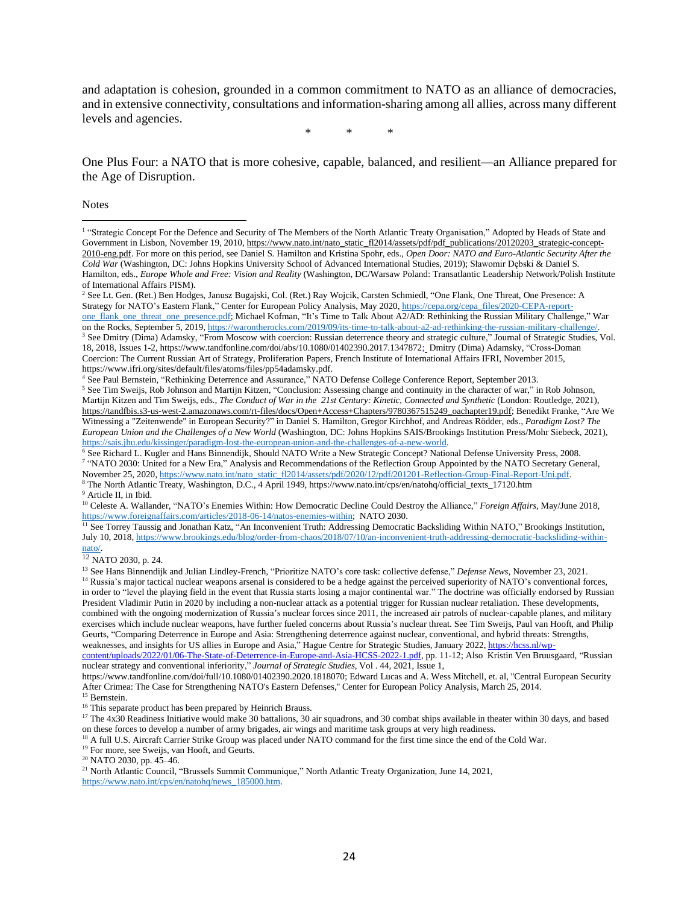and adaptation is cohesion, grounded in a common commitment to NATO as an alliance of democracies, and in extensive connectivity, consultations and information-sharing among all allies, across many different levels and agencies.

\* \* \*

One Plus Four: a NATO that is more cohesive, capable, balanced, and resilient—an Alliance prepared for the Age of Disruption.

Notes

[1] "Strategic Concept For the Defence and Security of The Members of the North Atlantic Treaty Organisation," Adopted by Heads of State and Government in Lisbon, November 19, 2010, https://www.nato.int/nato_static_fl2014/assets/pdf/pdf_publications/20120203_strategic-concept-2010-eng.pdf. For more on this period, see Daniel S. Hamilton and Kristina Spohr, eds., *Open Door: NATO and Euro-Atlantic Security After the Cold War* (Washington, DC: Johns Hopkins University School of Advanced International Studies, 2019); Sławomir Dębski & Daniel S. Hamilton, eds., *Europe Whole and Free: Vision and Reality* (Washington, DC/Warsaw Poland: Transatlantic Leadership Network/Polish Institute of International Affairs PISM).

[2] See Lt. Gen. (Ret.) Ben Hodges, Janusz Bugajski, Col. (Ret.) Ray Wojcik, Carsten Schmiedl, "One Flank, One Threat, One Presence: A Strategy for NATO's Eastern Flank," Center for European Policy Analysis, May 2020, https://cepa.org/cepa_files/2020-CEPA-report-one_flank_one_threat_one_presence.pdf; Michael Kofman, "It's Time to Talk About A2/AD: Rethinking the Russian Military Challenge," War on the Rocks, September 5, 2019, https://warontherocks.com/2019/09/its-time-to-talk-about-a2-ad-rethinking-the-russian-military-challenge/.

[3] See Dmitry (Dima) Adamsky, "From Moscow with coercion: Russian deterrence theory and strategic culture," Journal of Strategic Studies, Vol. 18, 2018, Issues 1-2, https://www.tandfonline.com/doi/abs/10.1080/01402390.2017.1347872; Dmitry (Dima) Adamsky, "Cross-Doman Coercion: The Current Russian Art of Strategy, Proliferation Papers, French Institute of International Affairs IFRI, November 2015, https://www.ifri.org/sites/default/files/atoms/files/pp54adamsky.pdf.

[4] See Paul Bernstein, "Rethinking Deterrence and Assurance," NATO Defense College Conference Report, September 2013.

[5] See Tim Sweijs, Rob Johnson and Martijn Kitzen, "Conclusion: Assessing change and continuity in the character of war," in Rob Johnson, Martijn Kitzen and Tim Sweijs, eds., *The Conduct of War in the 21st Century: Kinetic, Connected and Synthetic* (London: Routledge, 2021), https://tandfbis.s3-us-west-2.amazonaws.com/rt-files/docs/Open+Access+Chapters/9780367515249_oachapter19.pdf; Benedikt Franke, "Are We Witnessing a "Zeitenwende" in European Security?" in Daniel S. Hamilton, Gregor Kirchhof, and Andreas Rödder, eds., *Paradigm Lost? The European Union and the Challenges of a New World* (Washington, DC: Johns Hopkins SAIS/Brookings Institution Press/Mohr Siebeck, 2021), https://sais.jhu.edu/kissinger/paradigm-lost-the-european-union-and-the-challenges-of-a-new-world.

[6] See Richard L. Kugler and Hans Binnendijk, Should NATO Write a New Strategic Concept? National Defense University Press, 2008.

[7] "NATO 2030: United for a New Era," Analysis and Recommendations of the Reflection Group Appointed by the NATO Secretary General, November 25, 2020, https://www.nato.int/nato_static_fl2014/assets/pdf/2020/12/pdf/201201-Reflection-Group-Final-Report-Uni.pdf.

[8] The North Atlantic Treaty, Washington, D.C., 4 April 1949, https://www.nato.int/cps/en/natohq/official_texts_17120.htm

[9] Article II, in Ibid.

[10] Celeste A. Wallander, "NATO's Enemies Within: How Democratic Decline Could Destroy the Alliance," *Foreign Affairs*, May/June 2018, https://www.foreignaffairs.com/articles/2018-06-14/natos-enemies-within; NATO 2030.

[11] See Torrey Taussig and Jonathan Katz, "An Inconvenient Truth: Addressing Democratic Backsliding Within NATO," Brookings Institution, July 10, 2018, https://www.brookings.edu/blog/order-from-chaos/2018/07/10/an-inconvenient-truth-addressing-democratic-backsliding-within-nato/.

[12] NATO 2030, p. 24.

[13] See Hans Binnendijk and Julian Lindley-French, "Prioritize NATO's core task: collective defense," *Defense News*, November 23, 2021.

[14] Russia's major tactical nuclear weapons arsenal is considered to be a hedge against the perceived superiority of NATO's conventional forces, in order to "level the playing field in the event that Russia starts losing a major continental war." The doctrine was officially endorsed by Russian President Vladimir Putin in 2020 by including a non-nuclear attack as a potential trigger for Russian nuclear retaliation. These developments, combined with the ongoing modernization of Russia's nuclear forces since 2011, the increased air patrols of nuclear-capable planes, and military exercises which include nuclear weapons, have further fueled concerns about Russia's nuclear threat. See Tim Sweijs, Paul van Hooft, and Philip Geurts, "Comparing Deterrence in Europe and Asia: Strengthening deterrence against nuclear, conventional, and hybrid threats: Strengths, weaknesses, and insights for US allies in Europe and Asia," Hague Centre for Strategic Studies, January 2022, https://hcss.nl/wp-content/uploads/2022/01/06-The-State-of-Deterrence-in-Europe-and-Asia-HCSS-2022-1.pdf, pp. 11-12; Also Kristin Ven Bruusgaard, "Russian nuclear strategy and conventional inferiority," *Journal of Strategic Studies*, Vol . 44, 2021, Issue 1, https://www.tandfonline.com/doi/full/10.1080/01402390.2020.1818070; Edward Lucas and A. Wess Mitchell, et. al, "Central European Security After Crimea: The Case for Strengthening NATO's Eastern Defenses," Center for European Policy Analysis, March 25, 2014.

[15] Bernstein.

[16] This separate product has been prepared by Heinrich Brauss.

[17] The 4x30 Readiness Initiative would make 30 battalions, 30 air squadrons, and 30 combat ships available in theater within 30 days, and based on these forces to develop a number of army brigades, air wings and maritime task groups at very high readiness.

[18] A full U.S. Aircraft Carrier Strike Group was placed under NATO command for the first time since the end of the Cold War.

[19] For more, see Sweijs, van Hooft, and Geurts.

[20] NATO 2030, pp. 45–46.

[21] North Atlantic Council, "Brussels Summit Communique," North Atlantic Treaty Organization, June 14, 2021, https://www.nato.int/cps/en/natohq/news_185000.htm.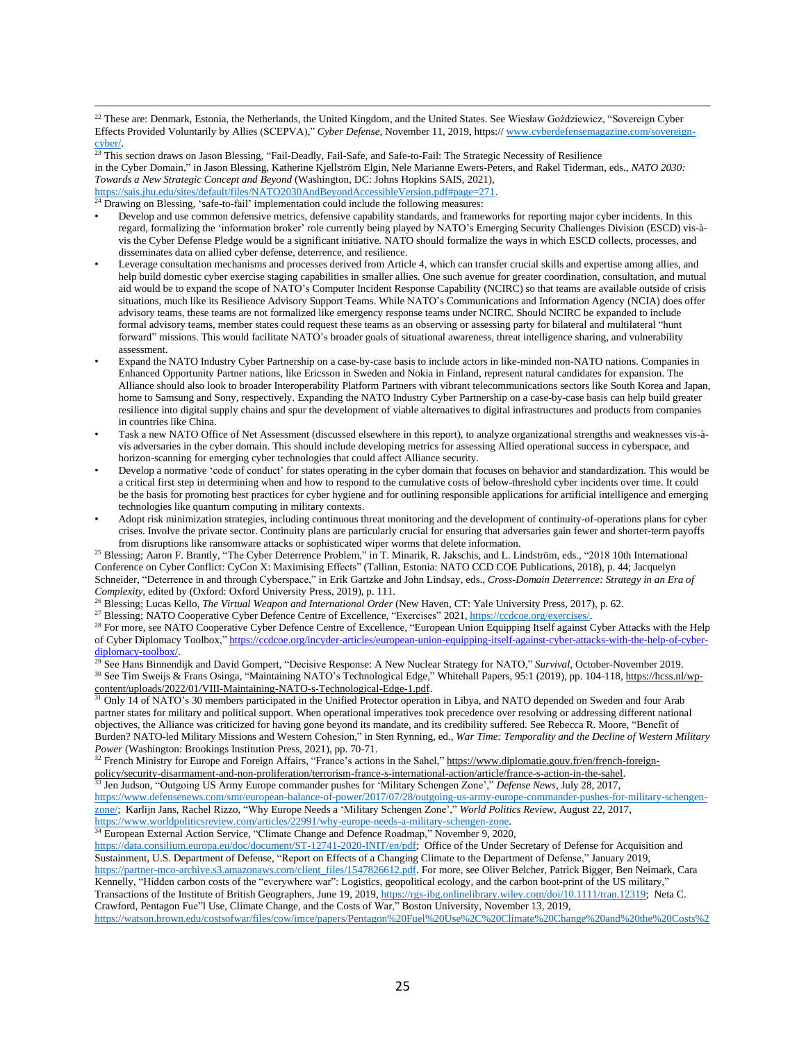[22] These are: Denmark, Estonia, the Netherlands, the United Kingdom, and the United States. See Wiesław Goździewicz, "Sovereign Cyber Effects Provided Voluntarily by Allies (SCEPVA)," *Cyber Defense*, November 11, 2019, https:// www.cyberdefensemagazine.com/sovereign-cyber/.

[23] This section draws on Jason Blessing, "Fail-Deadly, Fail-Safe, and Safe-to-Fail: The Strategic Necessity of Resilience in the Cyber Domain," in Jason Blessing, Katherine Kjellström Elgin, Nele Marianne Ewers-Peters, and Rakel Tiderman, eds., *NATO 2030: Towards a New Strategic Concept and Beyond* (Washington, DC: Johns Hopkins SAIS, 2021), https://sais.jhu.edu/sites/default/files/NATO2030AndBeyondAccessibleVersion.pdf#page=271.

[24] Drawing on Blessing, 'safe-to-fail' implementation could include the following measures:

- Develop and use common defensive metrics, defensive capability standards, and frameworks for reporting major cyber incidents. In this regard, formalizing the 'information broker' role currently being played by NATO's Emerging Security Challenges Division (ESCD) vis-à-vis the Cyber Defense Pledge would be a significant initiative. NATO should formalize the ways in which ESCD collects, processes, and disseminates data on allied cyber defense, deterrence, and resilience.
- Leverage consultation mechanisms and processes derived from Article 4, which can transfer crucial skills and expertise among allies, and help build domestic cyber exercise staging capabilities in smaller allies. One such avenue for greater coordination, consultation, and mutual aid would be to expand the scope of NATO's Computer Incident Response Capability (NCIRC) so that teams are available outside of crisis situations, much like its Resilience Advisory Support Teams. While NATO's Communications and Information Agency (NCIA) does offer advisory teams, these teams are not formalized like emergency response teams under NCIRC. Should NCIRC be expanded to include formal advisory teams, member states could request these teams as an observing or assessing party for bilateral and multilateral "hunt forward" missions. This would facilitate NATO's broader goals of situational awareness, threat intelligence sharing, and vulnerability assessment.
- Expand the NATO Industry Cyber Partnership on a case-by-case basis to include actors in like-minded non-NATO nations. Companies in Enhanced Opportunity Partner nations, like Ericsson in Sweden and Nokia in Finland, represent natural candidates for expansion. The Alliance should also look to broader Interoperability Platform Partners with vibrant telecommunications sectors like South Korea and Japan, home to Samsung and Sony, respectively. Expanding the NATO Industry Cyber Partnership on a case-by-case basis can help build greater resilience into digital supply chains and spur the development of viable alternatives to digital infrastructures and products from companies in countries like China.
- Task a new NATO Office of Net Assessment (discussed elsewhere in this report), to analyze organizational strengths and weaknesses vis-à-vis adversaries in the cyber domain. This should include developing metrics for assessing Allied operational success in cyberspace, and horizon-scanning for emerging cyber technologies that could affect Alliance security.
- Develop a normative 'code of conduct' for states operating in the cyber domain that focuses on behavior and standardization. This would be a critical first step in determining when and how to respond to the cumulative costs of below-threshold cyber incidents over time. It could be the basis for promoting best practices for cyber hygiene and for outlining responsible applications for artificial intelligence and emerging technologies like quantum computing in military contexts.
- Adopt risk minimization strategies, including continuous threat monitoring and the development of continuity-of-operations plans for cyber crises. Involve the private sector. Continuity plans are particularly crucial for ensuring that adversaries gain fewer and shorter-term payoffs from disruptions like ransomware attacks or sophisticated wiper worms that delete information.

[25] Blessing; Aaron F. Brantly, "The Cyber Deterrence Problem," in T. Minarik, R. Jakschis, and L. Lindström, eds., "2018 10th International Conference on Cyber Conflict: CyCon X: Maximising Effects" (Tallinn, Estonia: NATO CCD COE Publications, 2018), p. 44; Jacquelyn Schneider, "Deterrence in and through Cyberspace," in Erik Gartzke and John Lindsay, eds., *Cross-Domain Deterrence: Strategy in an Era of Complexity*, edited by (Oxford: Oxford University Press, 2019), p. 111.

[26] Blessing; Lucas Kello, *The Virtual Weapon and International Order* (New Haven, CT: Yale University Press, 2017), p. 62.

[27] Blessing; NATO Cooperative Cyber Defence Centre of Excellence, "Exercises" 2021, https://ccdcoe.org/exercises/.

[28] For more, see NATO Cooperative Cyber Defence Centre of Excellence, "European Union Equipping Itself against Cyber Attacks with the Help of Cyber Diplomacy Toolbox," https://ccdcoe.org/incyder-articles/european-union-equipping-itself-against-cyber-attacks-with-the-help-of-cyber-diplomacy-toolbox/.

[29] See Hans Binnendijk and David Gompert, "Decisive Response: A New Nuclear Strategy for NATO," *Survival*, October-November 2019.

[30] See Tim Sweijs & Frans Osinga, "Maintaining NATO's Technological Edge," Whitehall Papers, 95:1 (2019), pp. 104-118, https://hcss.nl/wp-content/uploads/2022/01/VIII-Maintaining-NATO-s-Technological-Edge-1.pdf.

[31] Only 14 of NATO's 30 members participated in the Unified Protector operation in Libya, and NATO depended on Sweden and four Arab partner states for military and political support. When operational imperatives took precedence over resolving or addressing different national objectives, the Alliance was criticized for having gone beyond its mandate, and its credibility suffered. See Rebecca R. Moore, "Benefit of Burden? NATO-led Military Missions and Western Cohesion," in Sten Rynning, ed., *War Time: Temporality and the Decline of Western Military Power* (Washington: Brookings Institution Press, 2021), pp. 70-71.

[32] French Ministry for Europe and Foreign Affairs, "France's actions in the Sahel," https://www.diplomatie.gouv.fr/en/french-foreign-policy/security-disarmament-and-non-proliferation/terrorism-france-s-international-action/article/france-s-action-in-the-sahel.

[33] Jen Judson, "Outgoing US Army Europe commander pushes for 'Military Schengen Zone'," *Defense News*, July 28, 2017, https://www.defensenews.com/smr/european-balance-of-power/2017/07/28/outgoing-us-army-europe-commander-pushes-for-military-schengen-zone/; Karlijn Jans, Rachel Rizzo, "Why Europe Needs a 'Military Schengen Zone'," *World Politics Review*, August 22, 2017, https://www.worldpoliticsreview.com/articles/22991/why-europe-needs-a-military-schengen-zone.

[34] European External Action Service, "Climate Change and Defence Roadmap," November 9, 2020, https://data.consilium.europa.eu/doc/document/ST-12741-2020-INIT/en/pdf; Office of the Under Secretary of Defense for Acquisition and Sustainment, U.S. Department of Defense, "Report on Effects of a Changing Climate to the Department of Defense," January 2019, https://partner-mco-archive.s3.amazonaws.com/client_files/1547826612.pdf. For more, see Oliver Belcher, Patrick Bigger, Ben Neimark, Cara Kennelly, "Hidden carbon costs of the "everywhere war": Logistics, geopolitical ecology, and the carbon boot-print of the US military," Transactions of the Institute of British Geographers, June 19, 2019, https://rgs-ibg.onlinelibrary.wiley.com/doi/10.1111/tran.12319; Neta C. Crawford, Pentagon Fue"l Use, Climate Change, and the Costs of War," Boston University, November 13, 2019, https://watson.brown.edu/costsofwar/files/cow/imce/papers/Pentagon%20Fuel%20Use%2C%20Climate%20Change%20and%20the%20Costs%2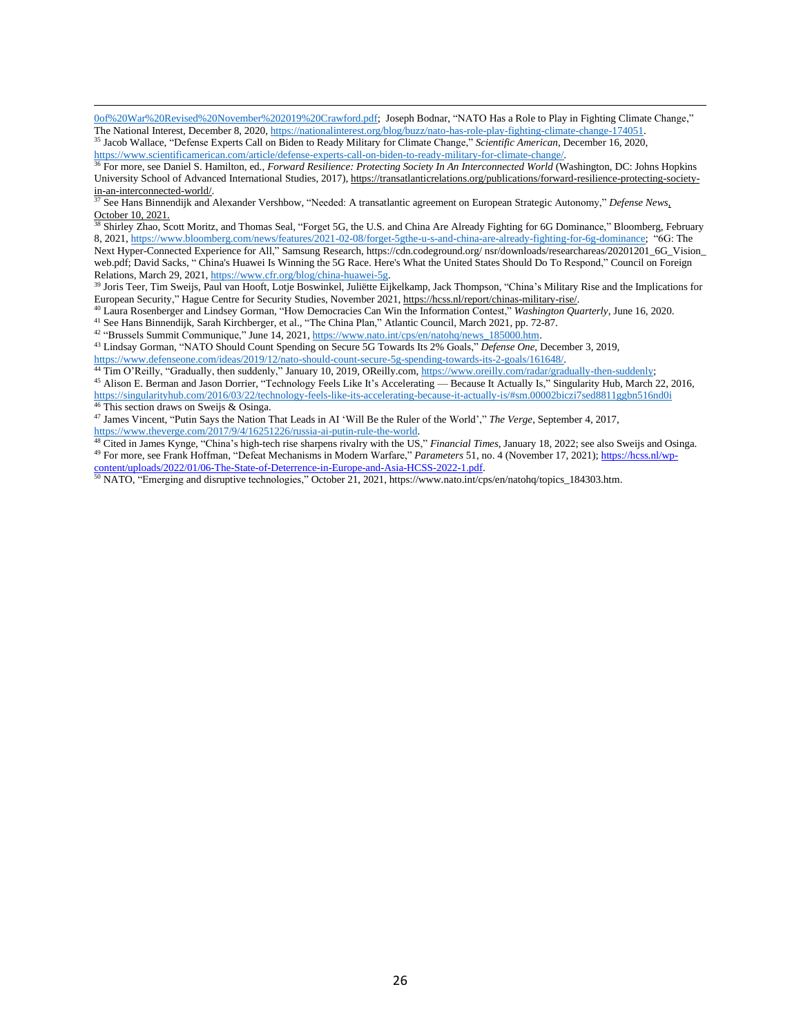0of%20War%20Revised%20November%202019%20Crawford.pdf; Joseph Bodnar, "NATO Has a Role to Play in Fighting Climate Change," The National Interest, December 8, 2020, https://nationalinterest.org/blog/buzz/nato-has-role-play-fighting-climate-change-174051.

[35] Jacob Wallace, "Defense Experts Call on Biden to Ready Military for Climate Change," *Scientific American*, December 16, 2020, https://www.scientificamerican.com/article/defense-experts-call-on-biden-to-ready-military-for-climate-change/.

[36] For more, see Daniel S. Hamilton, ed., *Forward Resilience: Protecting Society In An Interconnected World* (Washington, DC: Johns Hopkins University School of Advanced International Studies, 2017), https://transatlanticrelations.org/publications/forward-resilience-protecting-society-in-an-interconnected-world/.

[37] See Hans Binnendijk and Alexander Vershbow, "Needed: A transatlantic agreement on European Strategic Autonomy," *Defense News*, October 10, 2021.

[38] Shirley Zhao, Scott Moritz, and Thomas Seal, "Forget 5G, the U.S. and China Are Already Fighting for 6G Dominance," Bloomberg, February 8, 2021, https://www.bloomberg.com/news/features/2021-02-08/forget-5gthe-u-s-and-china-are-already-fighting-for-6g-dominance; "6G: The Next Hyper-Connected Experience for All," Samsung Research, https://cdn.codeground.org/ nsr/downloads/researchareas/20201201_6G_Vision_web.pdf; David Sacks, " China's Huawei Is Winning the 5G Race. Here's What the United States Should Do To Respond," Council on Foreign Relations, March 29, 2021, https://www.cfr.org/blog/china-huawei-5g.

[39] Joris Teer, Tim Sweijs, Paul van Hooft, Lotje Boswinkel, Juliëtte Eijkelkamp, Jack Thompson, "China's Military Rise and the Implications for European Security," Hague Centre for Security Studies, November 2021, https://hcss.nl/report/chinas-military-rise/.

[40] Laura Rosenberger and Lindsey Gorman, "How Democracies Can Win the Information Contest," *Washington Quarterly*, June 16, 2020.

[41] See Hans Binnendijk, Sarah Kirchberger, et al., "The China Plan," Atlantic Council, March 2021, pp. 72-87.

[42] "Brussels Summit Communique," June 14, 2021, https://www.nato.int/cps/en/natohq/news_185000.htm.

[43] Lindsay Gorman, "NATO Should Count Spending on Secure 5G Towards Its 2% Goals," *Defense One*, December 3, 2019, https://www.defenseone.com/ideas/2019/12/nato-should-count-secure-5g-spending-towards-its-2-goals/161648/.

[44] Tim O'Reilly, "Gradually, then suddenly," January 10, 2019, OReilly.com, https://www.oreilly.com/radar/gradually-then-suddenly;

[45] Alison E. Berman and Jason Dorrier, "Technology Feels Like It's Accelerating — Because It Actually Is," Singularity Hub, March 22, 2016, https://singularityhub.com/2016/03/22/technology-feels-like-its-accelerating-because-it-actually-is/#sm.00002biczi7sed8811ggbn516nd0i

[46] This section draws on Sweijs & Osinga.

[47] James Vincent, "Putin Says the Nation That Leads in AI 'Will Be the Ruler of the World'," *The Verge*, September 4, 2017, https://www.theverge.com/2017/9/4/16251226/russia-ai-putin-rule-the-world.

[48] Cited in James Kynge, "China's high-tech rise sharpens rivalry with the US," *Financial Times*, January 18, 2022; see also Sweijs and Osinga.

[49] For more, see Frank Hoffman, "Defeat Mechanisms in Modern Warfare," *Parameters* 51, no. 4 (November 17, 2021); https://hcss.nl/wp-content/uploads/2022/01/06-The-State-of-Deterrence-in-Europe-and-Asia-HCSS-2022-1.pdf.

[50] NATO, "Emerging and disruptive technologies," October 21, 2021, https://www.nato.int/cps/en/natohq/topics_184303.htm.